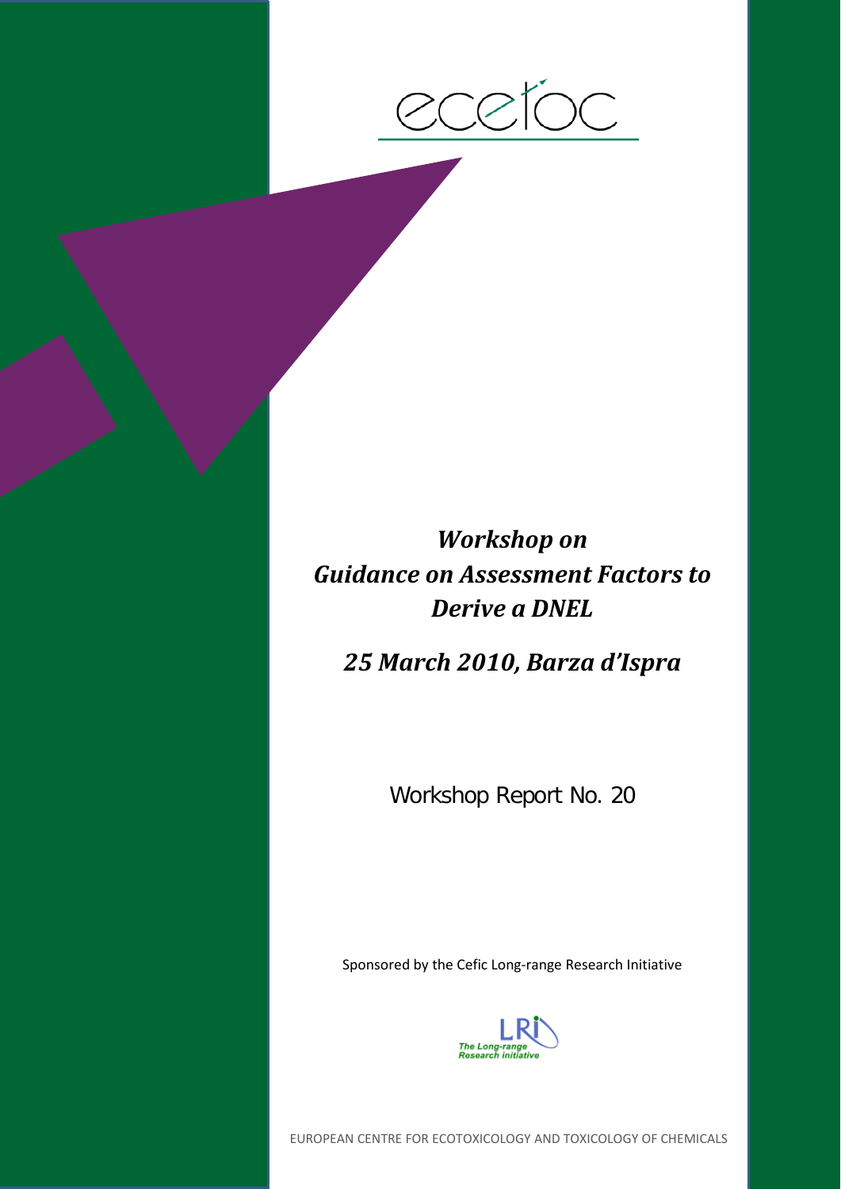ecetoc

# *Workshop on Guidance on Assessment Factors to Derive a DNEL*

## *25 March 2010, Barza d'Ispra*

Workshop Report No. 20

Sponsored by the Cefic Long-range Research Initiative

LRI The Long-range Research initiative

EUROPEAN CENTRE FOR ECOTOXICOLOGY AND TOXICOLOGY OF CHEMICALS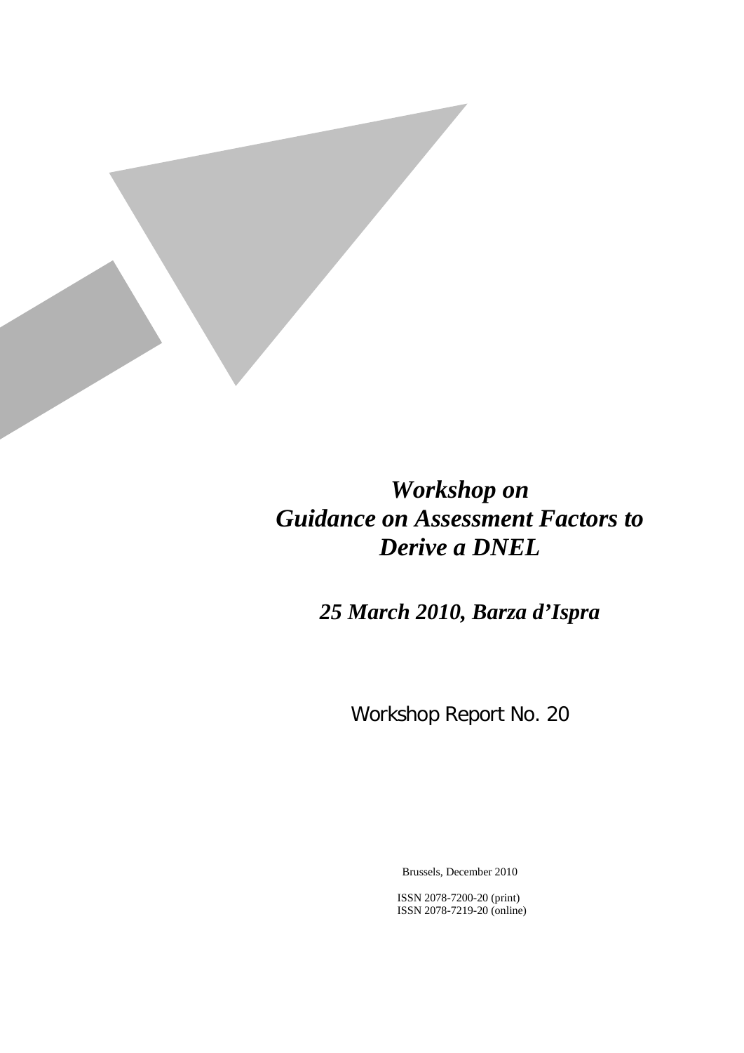# *Workshop on Guidance on Assessment Factors to Derive a DNEL*

## *25 March 2010, Barza d'Ispra*

Workshop Report No. 20

Brussels, December 2010

ISSN 2078-7200-20 (print)
ISSN 2078-7219-20 (online)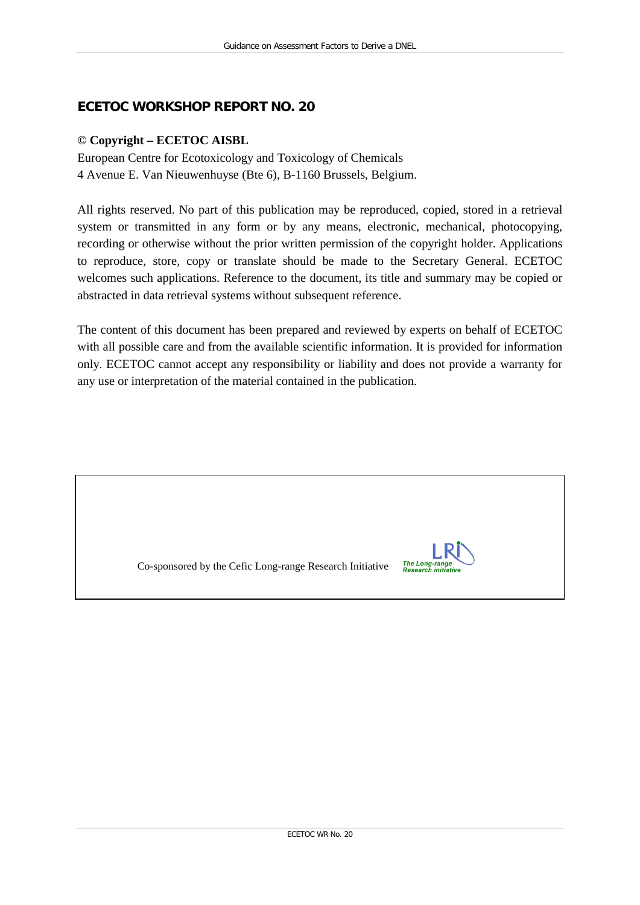## ECETOC WORKSHOP REPORT NO. 20

**© Copyright – ECETOC AISBL**

European Centre for Ecotoxicology and Toxicology of Chemicals
4 Avenue E. Van Nieuwenhuyse (Bte 6), B-1160 Brussels, Belgium.

All rights reserved. No part of this publication may be reproduced, copied, stored in a retrieval system or transmitted in any form or by any means, electronic, mechanical, photocopying, recording or otherwise without the prior written permission of the copyright holder. Applications to reproduce, store, copy or translate should be made to the Secretary General. ECETOC welcomes such applications. Reference to the document, its title and summary may be copied or abstracted in data retrieval systems without subsequent reference.

The content of this document has been prepared and reviewed by experts on behalf of ECETOC with all possible care and from the available scientific information. It is provided for information only. ECETOC cannot accept any responsibility or liability and does not provide a warranty for any use or interpretation of the material contained in the publication.

Co-sponsored by the Cefic Long-range Research Initiative

LRI
*The Long-range Research initiative*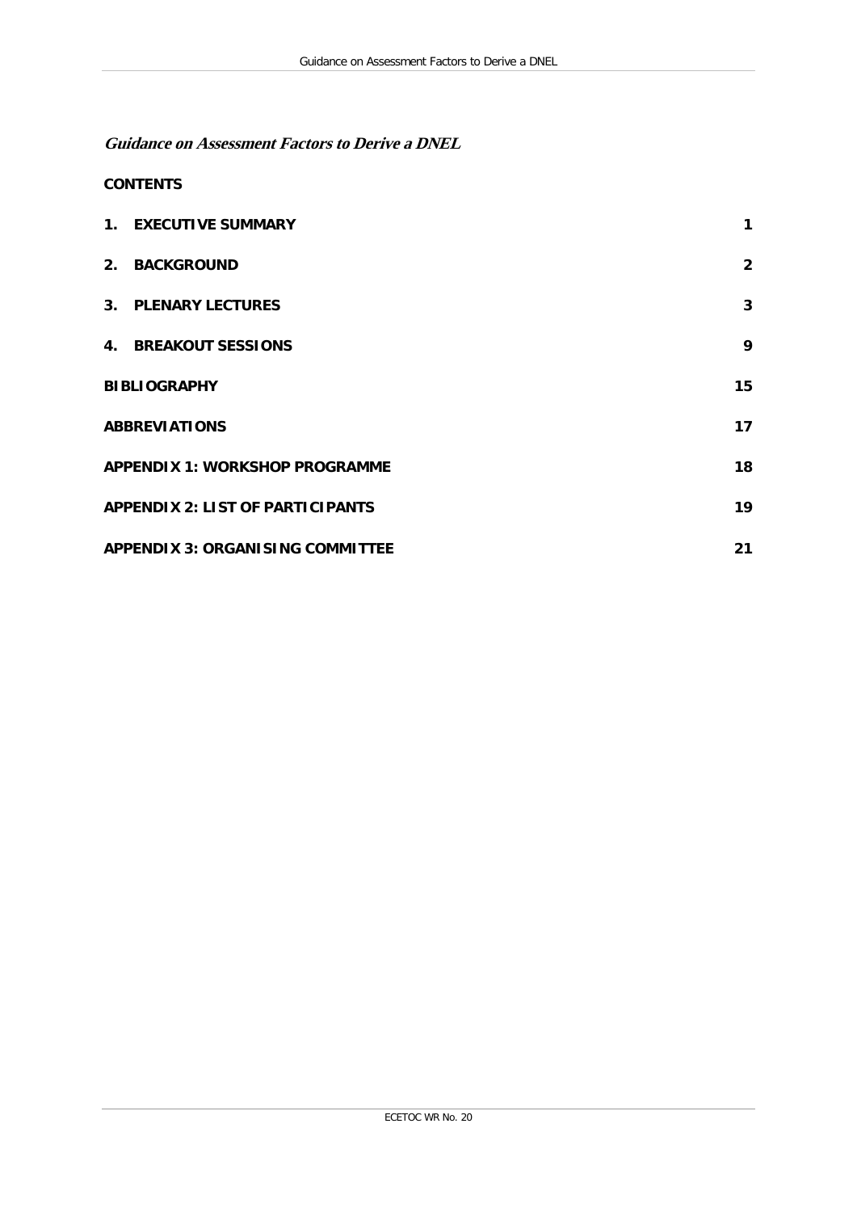***Guidance on Assessment Factors to Derive a DNEL***

**CONTENTS**

| | |
|---|---|
| **1. EXECUTIVE SUMMARY** | **1** |
| **2. BACKGROUND** | **2** |
| **3. PLENARY LECTURES** | **3** |
| **4. BREAKOUT SESSIONS** | **9** |
| **BIBLIOGRAPHY** | **15** |
| **ABBREVIATIONS** | **17** |
| **APPENDIX 1: WORKSHOP PROGRAMME** | **18** |
| **APPENDIX 2: LIST OF PARTICIPANTS** | **19** |
| **APPENDIX 3: ORGANISING COMMITTEE** | **21** |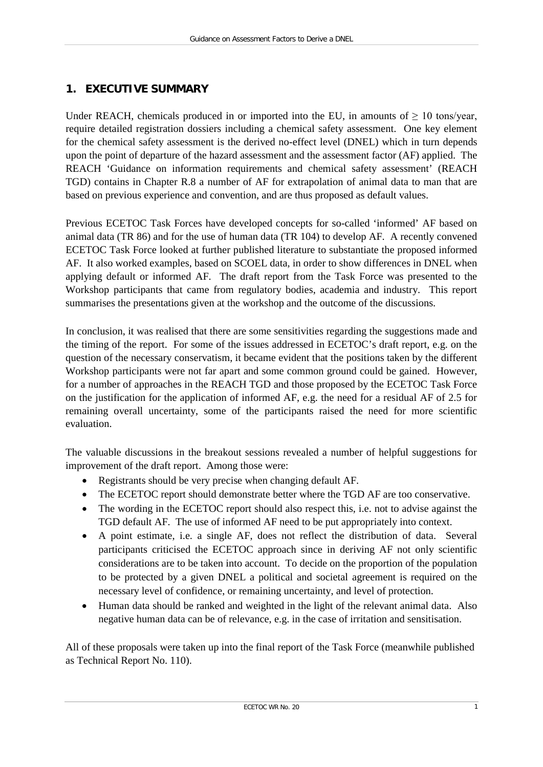## 1. EXECUTIVE SUMMARY

Under REACH, chemicals produced in or imported into the EU, in amounts of ≥ 10 tons/year, require detailed registration dossiers including a chemical safety assessment. One key element for the chemical safety assessment is the derived no-effect level (DNEL) which in turn depends upon the point of departure of the hazard assessment and the assessment factor (AF) applied. The REACH 'Guidance on information requirements and chemical safety assessment' (REACH TGD) contains in Chapter R.8 a number of AF for extrapolation of animal data to man that are based on previous experience and convention, and are thus proposed as default values.

Previous ECETOC Task Forces have developed concepts for so-called 'informed' AF based on animal data (TR 86) and for the use of human data (TR 104) to develop AF. A recently convened ECETOC Task Force looked at further published literature to substantiate the proposed informed AF. It also worked examples, based on SCOEL data, in order to show differences in DNEL when applying default or informed AF. The draft report from the Task Force was presented to the Workshop participants that came from regulatory bodies, academia and industry. This report summarises the presentations given at the workshop and the outcome of the discussions.

In conclusion, it was realised that there are some sensitivities regarding the suggestions made and the timing of the report. For some of the issues addressed in ECETOC's draft report, e.g. on the question of the necessary conservatism, it became evident that the positions taken by the different Workshop participants were not far apart and some common ground could be gained. However, for a number of approaches in the REACH TGD and those proposed by the ECETOC Task Force on the justification for the application of informed AF, e.g. the need for a residual AF of 2.5 for remaining overall uncertainty, some of the participants raised the need for more scientific evaluation.

The valuable discussions in the breakout sessions revealed a number of helpful suggestions for improvement of the draft report. Among those were:

- Registrants should be very precise when changing default AF.
- The ECETOC report should demonstrate better where the TGD AF are too conservative.
- The wording in the ECETOC report should also respect this, i.e. not to advise against the TGD default AF. The use of informed AF need to be put appropriately into context.
- A point estimate, i.e. a single AF, does not reflect the distribution of data. Several participants criticised the ECETOC approach since in deriving AF not only scientific considerations are to be taken into account. To decide on the proportion of the population to be protected by a given DNEL a political and societal agreement is required on the necessary level of confidence, or remaining uncertainty, and level of protection.
- Human data should be ranked and weighted in the light of the relevant animal data. Also negative human data can be of relevance, e.g. in the case of irritation and sensitisation.

All of these proposals were taken up into the final report of the Task Force (meanwhile published as Technical Report No. 110).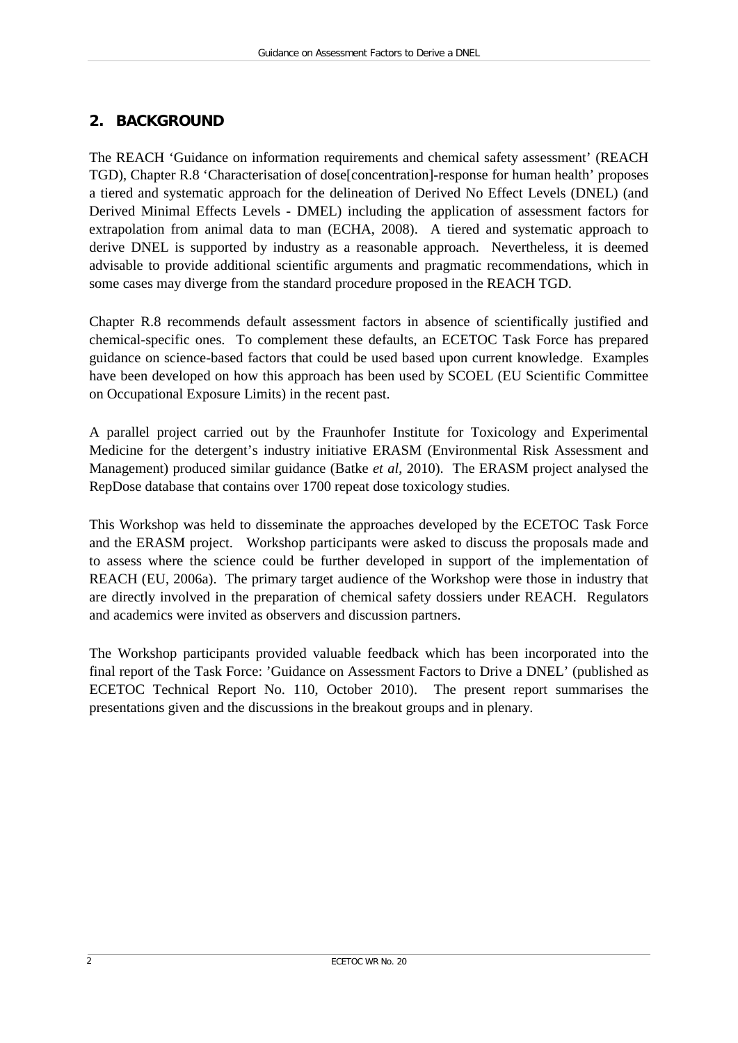## 2. BACKGROUND

The REACH 'Guidance on information requirements and chemical safety assessment' (REACH TGD), Chapter R.8 'Characterisation of dose[concentration]-response for human health' proposes a tiered and systematic approach for the delineation of Derived No Effect Levels (DNEL) (and Derived Minimal Effects Levels - DMEL) including the application of assessment factors for extrapolation from animal data to man (ECHA, 2008). A tiered and systematic approach to derive DNEL is supported by industry as a reasonable approach. Nevertheless, it is deemed advisable to provide additional scientific arguments and pragmatic recommendations, which in some cases may diverge from the standard procedure proposed in the REACH TGD.

Chapter R.8 recommends default assessment factors in absence of scientifically justified and chemical-specific ones. To complement these defaults, an ECETOC Task Force has prepared guidance on science-based factors that could be used based upon current knowledge. Examples have been developed on how this approach has been used by SCOEL (EU Scientific Committee on Occupational Exposure Limits) in the recent past.

A parallel project carried out by the Fraunhofer Institute for Toxicology and Experimental Medicine for the detergent's industry initiative ERASM (Environmental Risk Assessment and Management) produced similar guidance (Batke *et al*, 2010). The ERASM project analysed the RepDose database that contains over 1700 repeat dose toxicology studies.

This Workshop was held to disseminate the approaches developed by the ECETOC Task Force and the ERASM project. Workshop participants were asked to discuss the proposals made and to assess where the science could be further developed in support of the implementation of REACH (EU, 2006a). The primary target audience of the Workshop were those in industry that are directly involved in the preparation of chemical safety dossiers under REACH. Regulators and academics were invited as observers and discussion partners.

The Workshop participants provided valuable feedback which has been incorporated into the final report of the Task Force: 'Guidance on Assessment Factors to Drive a DNEL' (published as ECETOC Technical Report No. 110, October 2010). The present report summarises the presentations given and the discussions in the breakout groups and in plenary.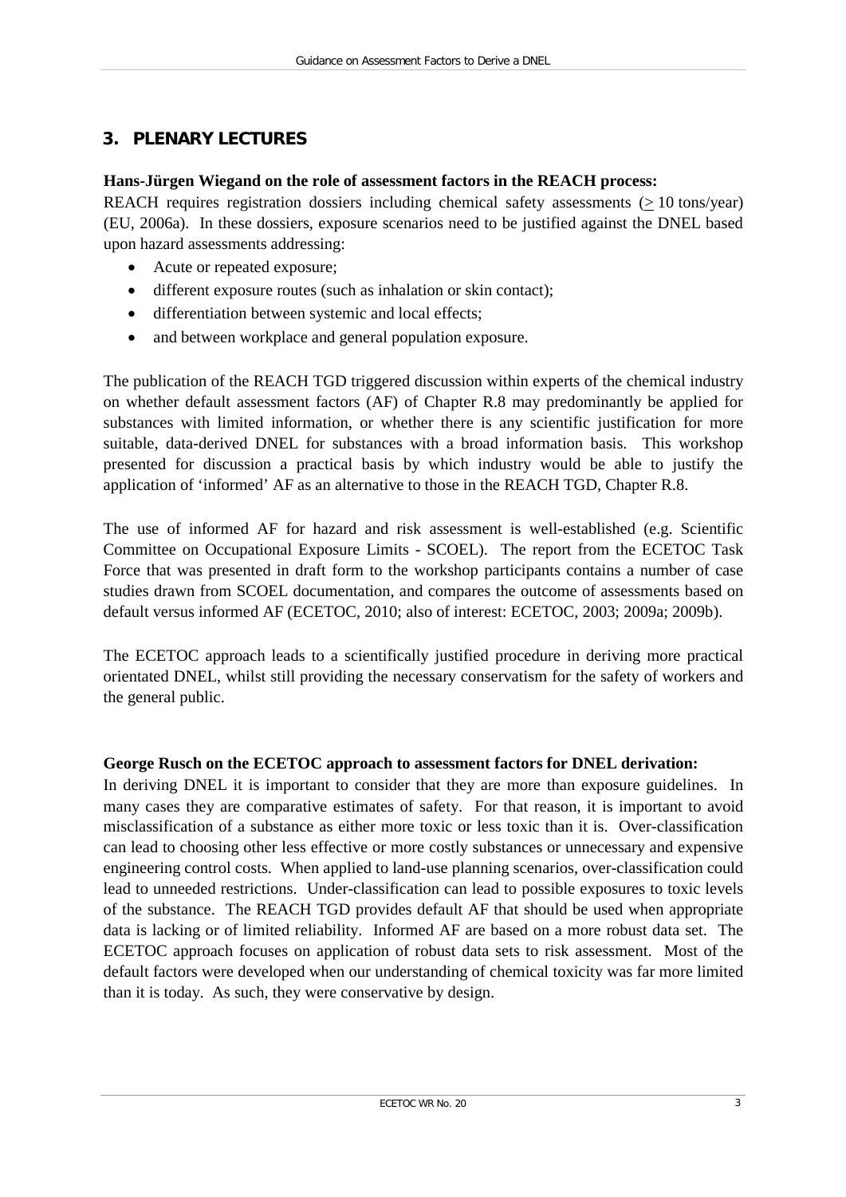## 3. PLENARY LECTURES

**Hans-Jürgen Wiegand on the role of assessment factors in the REACH process:**
REACH requires registration dossiers including chemical safety assessments ($\geq$ 10 tons/year) (EU, 2006a). In these dossiers, exposure scenarios need to be justified against the DNEL based upon hazard assessments addressing:

- Acute or repeated exposure;
- different exposure routes (such as inhalation or skin contact);
- differentiation between systemic and local effects;
- and between workplace and general population exposure.

The publication of the REACH TGD triggered discussion within experts of the chemical industry on whether default assessment factors (AF) of Chapter R.8 may predominantly be applied for substances with limited information, or whether there is any scientific justification for more suitable, data-derived DNEL for substances with a broad information basis. This workshop presented for discussion a practical basis by which industry would be able to justify the application of 'informed' AF as an alternative to those in the REACH TGD, Chapter R.8.

The use of informed AF for hazard and risk assessment is well-established (e.g. Scientific Committee on Occupational Exposure Limits - SCOEL). The report from the ECETOC Task Force that was presented in draft form to the workshop participants contains a number of case studies drawn from SCOEL documentation, and compares the outcome of assessments based on default versus informed AF (ECETOC, 2010; also of interest: ECETOC, 2003; 2009a; 2009b).

The ECETOC approach leads to a scientifically justified procedure in deriving more practical orientated DNEL, whilst still providing the necessary conservatism for the safety of workers and the general public.

**George Rusch on the ECETOC approach to assessment factors for DNEL derivation:**
In deriving DNEL it is important to consider that they are more than exposure guidelines. In many cases they are comparative estimates of safety. For that reason, it is important to avoid misclassification of a substance as either more toxic or less toxic than it is. Over-classification can lead to choosing other less effective or more costly substances or unnecessary and expensive engineering control costs. When applied to land-use planning scenarios, over-classification could lead to unneeded restrictions. Under-classification can lead to possible exposures to toxic levels of the substance. The REACH TGD provides default AF that should be used when appropriate data is lacking or of limited reliability. Informed AF are based on a more robust data set. The ECETOC approach focuses on application of robust data sets to risk assessment. Most of the default factors were developed when our understanding of chemical toxicity was far more limited than it is today. As such, they were conservative by design.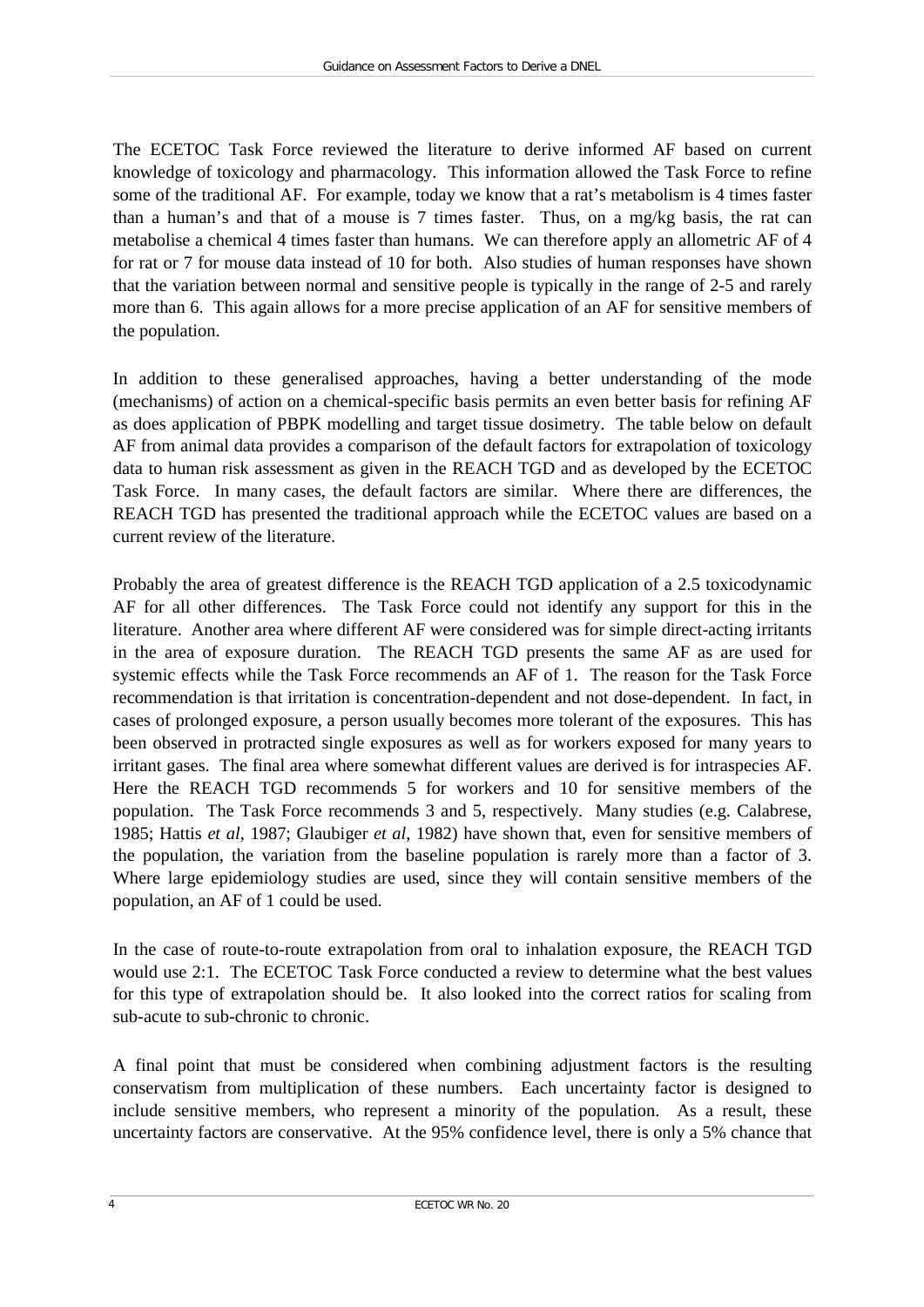The ECETOC Task Force reviewed the literature to derive informed AF based on current knowledge of toxicology and pharmacology. This information allowed the Task Force to refine some of the traditional AF. For example, today we know that a rat's metabolism is 4 times faster than a human's and that of a mouse is 7 times faster. Thus, on a mg/kg basis, the rat can metabolise a chemical 4 times faster than humans. We can therefore apply an allometric AF of 4 for rat or 7 for mouse data instead of 10 for both. Also studies of human responses have shown that the variation between normal and sensitive people is typically in the range of 2-5 and rarely more than 6. This again allows for a more precise application of an AF for sensitive members of the population.

In addition to these generalised approaches, having a better understanding of the mode (mechanisms) of action on a chemical-specific basis permits an even better basis for refining AF as does application of PBPK modelling and target tissue dosimetry. The table below on default AF from animal data provides a comparison of the default factors for extrapolation of toxicology data to human risk assessment as given in the REACH TGD and as developed by the ECETOC Task Force. In many cases, the default factors are similar. Where there are differences, the REACH TGD has presented the traditional approach while the ECETOC values are based on a current review of the literature.

Probably the area of greatest difference is the REACH TGD application of a 2.5 toxicodynamic AF for all other differences. The Task Force could not identify any support for this in the literature. Another area where different AF were considered was for simple direct-acting irritants in the area of exposure duration. The REACH TGD presents the same AF as are used for systemic effects while the Task Force recommends an AF of 1. The reason for the Task Force recommendation is that irritation is concentration-dependent and not dose-dependent. In fact, in cases of prolonged exposure, a person usually becomes more tolerant of the exposures. This has been observed in protracted single exposures as well as for workers exposed for many years to irritant gases. The final area where somewhat different values are derived is for intraspecies AF. Here the REACH TGD recommends 5 for workers and 10 for sensitive members of the population. The Task Force recommends 3 and 5, respectively. Many studies (e.g. Calabrese, 1985; Hattis *et al*, 1987; Glaubiger *et al*, 1982) have shown that, even for sensitive members of the population, the variation from the baseline population is rarely more than a factor of 3. Where large epidemiology studies are used, since they will contain sensitive members of the population, an AF of 1 could be used.

In the case of route-to-route extrapolation from oral to inhalation exposure, the REACH TGD would use 2:1. The ECETOC Task Force conducted a review to determine what the best values for this type of extrapolation should be. It also looked into the correct ratios for scaling from sub-acute to sub-chronic to chronic.

A final point that must be considered when combining adjustment factors is the resulting conservatism from multiplication of these numbers. Each uncertainty factor is designed to include sensitive members, who represent a minority of the population. As a result, these uncertainty factors are conservative. At the 95% confidence level, there is only a 5% chance that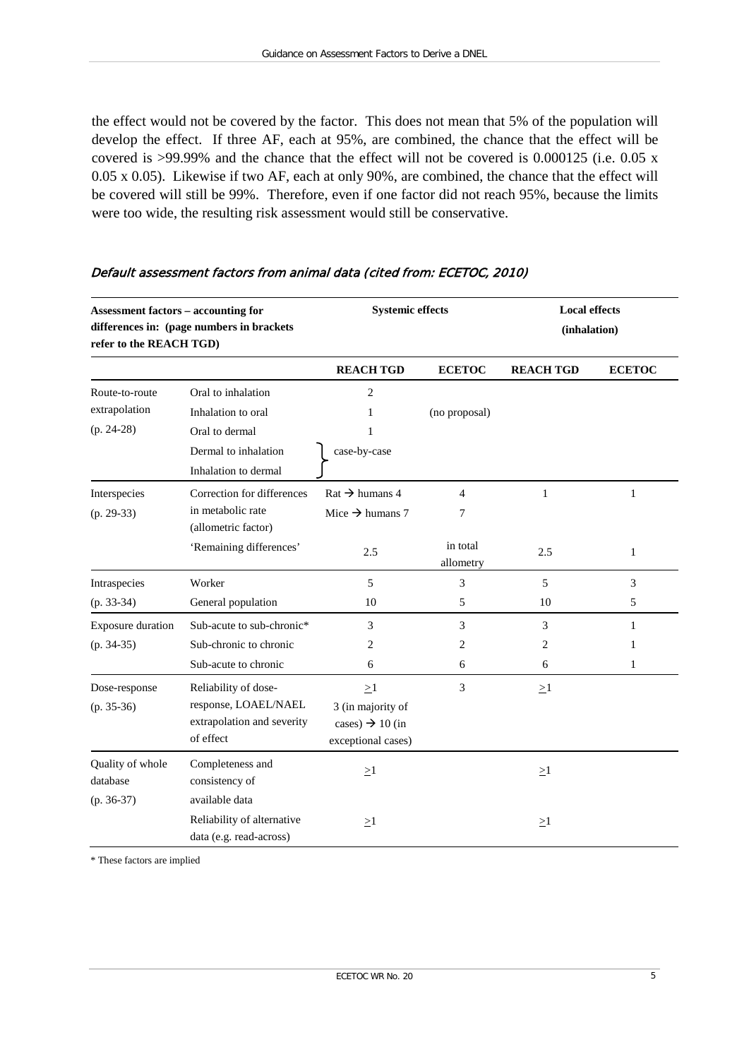the effect would not be covered by the factor. This does not mean that 5% of the population will develop the effect. If three AF, each at 95%, are combined, the chance that the effect will be covered is >99.99% and the chance that the effect will not be covered is 0.000125 (i.e. 0.05 x 0.05 x 0.05). Likewise if two AF, each at only 90%, are combined, the chance that the effect will be covered will still be 99%. Therefore, even if one factor did not reach 95%, because the limits were too wide, the resulting risk assessment would still be conservative.

*Default assessment factors from animal data (cited from: ECETOC, 2010)*

| Assessment factors – accounting for differences in: (page numbers in brackets refer to the REACH TGD) | | Systemic effects | | Local effects (inhalation) | |
|---|---|---|---|---|---|
| | | **REACH TGD** | **ECETOC** | **REACH TGD** | **ECETOC** |
| Route-to-route extrapolation (p. 24-28) | Oral to inhalation | 2 | (no proposal) | | |
| | Inhalation to oral | 1 | | | |
| | Oral to dermal | 1 | | | |
| | Dermal to inhalation | case-by-case | | | |
| | Inhalation to dermal | case-by-case | | | |
| Interspecies (p. 29-33) | Correction for differences in metabolic rate (allometric factor) | Rat → humans 4<br>Mice → humans 7 | 4<br>7 | 1 | 1 |
| | 'Remaining differences' | 2.5 | in total allometry | 2.5 | 1 |
| Intraspecies (p. 33-34) | Worker | 5 | 3 | 5 | 3 |
| | General population | 10 | 5 | 10 | 5 |
| Exposure duration (p. 34-35) | Sub-acute to sub-chronic* | 3 | 3 | 3 | 1 |
| | Sub-chronic to chronic | 2 | 2 | 2 | 1 |
| | Sub-acute to chronic | 6 | 6 | 6 | 1 |
| Dose-response (p. 35-36) | Reliability of dose-response, LOAEL/NAEL extrapolation and severity of effect | ≥1<br>3 (in majority of cases) → 10 (in exceptional cases) | 3 | ≥1 | |
| Quality of whole database (p. 36-37) | Completeness and consistency of available data | ≥1 | | ≥1 | |
| | Reliability of alternative data (e.g. read-across) | ≥1 | | ≥1 | |

\* These factors are implied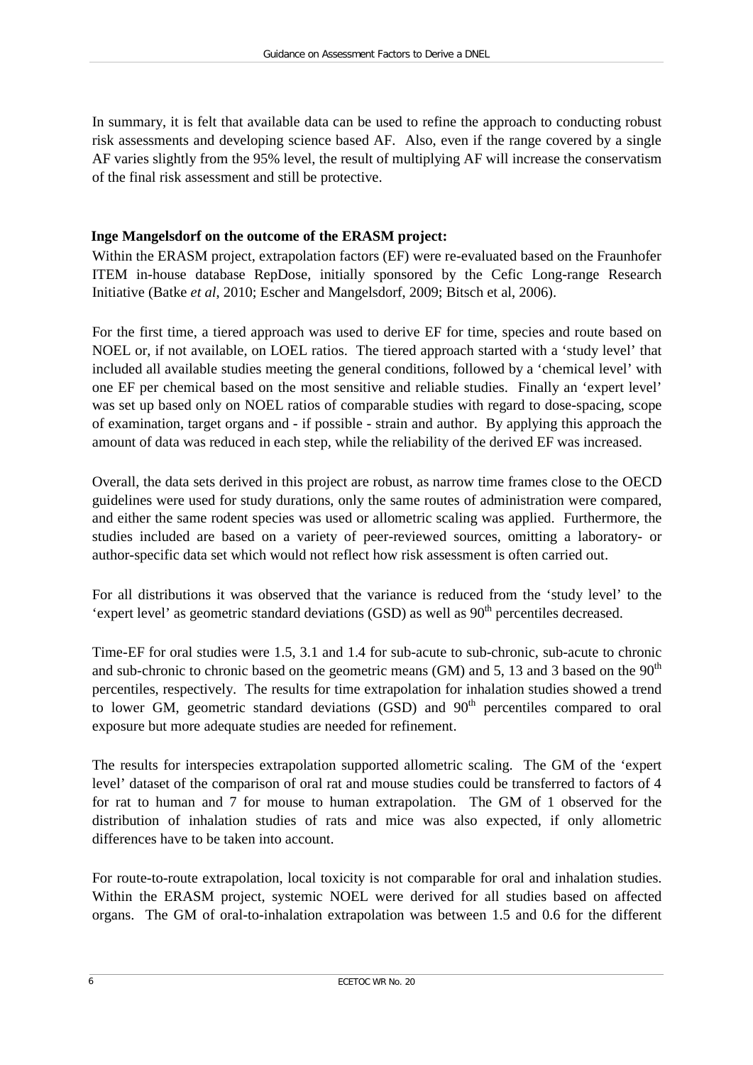In summary, it is felt that available data can be used to refine the approach to conducting robust risk assessments and developing science based AF. Also, even if the range covered by a single AF varies slightly from the 95% level, the result of multiplying AF will increase the conservatism of the final risk assessment and still be protective.

**Inge Mangelsdorf on the outcome of the ERASM project:**

Within the ERASM project, extrapolation factors (EF) were re-evaluated based on the Fraunhofer ITEM in-house database RepDose, initially sponsored by the Cefic Long-range Research Initiative (Batke *et al*, 2010; Escher and Mangelsdorf, 2009; Bitsch et al, 2006).

For the first time, a tiered approach was used to derive EF for time, species and route based on NOEL or, if not available, on LOEL ratios. The tiered approach started with a 'study level' that included all available studies meeting the general conditions, followed by a 'chemical level' with one EF per chemical based on the most sensitive and reliable studies. Finally an 'expert level' was set up based only on NOEL ratios of comparable studies with regard to dose-spacing, scope of examination, target organs and - if possible - strain and author. By applying this approach the amount of data was reduced in each step, while the reliability of the derived EF was increased.

Overall, the data sets derived in this project are robust, as narrow time frames close to the OECD guidelines were used for study durations, only the same routes of administration were compared, and either the same rodent species was used or allometric scaling was applied. Furthermore, the studies included are based on a variety of peer-reviewed sources, omitting a laboratory- or author-specific data set which would not reflect how risk assessment is often carried out.

For all distributions it was observed that the variance is reduced from the 'study level' to the 'expert level' as geometric standard deviations (GSD) as well as $90^{th}$ percentiles decreased.

Time-EF for oral studies were 1.5, 3.1 and 1.4 for sub-acute to sub-chronic, sub-acute to chronic and sub-chronic to chronic based on the geometric means (GM) and 5, 13 and 3 based on the $90^{th}$ percentiles, respectively. The results for time extrapolation for inhalation studies showed a trend to lower GM, geometric standard deviations (GSD) and $90^{th}$ percentiles compared to oral exposure but more adequate studies are needed for refinement.

The results for interspecies extrapolation supported allometric scaling. The GM of the 'expert level' dataset of the comparison of oral rat and mouse studies could be transferred to factors of 4 for rat to human and 7 for mouse to human extrapolation. The GM of 1 observed for the distribution of inhalation studies of rats and mice was also expected, if only allometric differences have to be taken into account.

For route-to-route extrapolation, local toxicity is not comparable for oral and inhalation studies. Within the ERASM project, systemic NOEL were derived for all studies based on affected organs. The GM of oral-to-inhalation extrapolation was between 1.5 and 0.6 for the different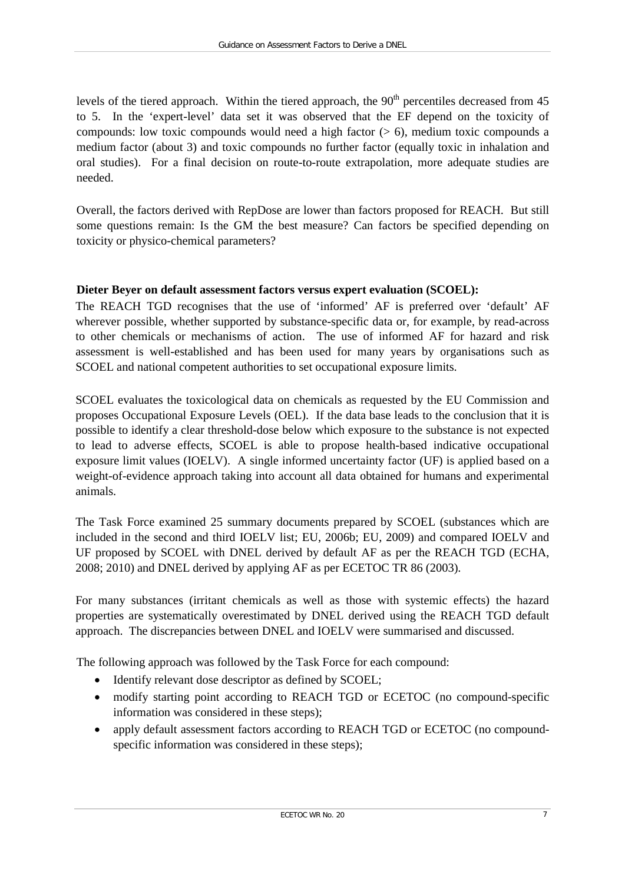levels of the tiered approach. Within the tiered approach, the 90$^{th}$ percentiles decreased from 45 to 5. In the 'expert-level' data set it was observed that the EF depend on the toxicity of compounds: low toxic compounds would need a high factor (> 6), medium toxic compounds a medium factor (about 3) and toxic compounds no further factor (equally toxic in inhalation and oral studies). For a final decision on route-to-route extrapolation, more adequate studies are needed.

Overall, the factors derived with RepDose are lower than factors proposed for REACH. But still some questions remain: Is the GM the best measure? Can factors be specified depending on toxicity or physico-chemical parameters?

**Dieter Beyer on default assessment factors versus expert evaluation (SCOEL):**

The REACH TGD recognises that the use of 'informed' AF is preferred over 'default' AF wherever possible, whether supported by substance-specific data or, for example, by read-across to other chemicals or mechanisms of action. The use of informed AF for hazard and risk assessment is well-established and has been used for many years by organisations such as SCOEL and national competent authorities to set occupational exposure limits.

SCOEL evaluates the toxicological data on chemicals as requested by the EU Commission and proposes Occupational Exposure Levels (OEL). If the data base leads to the conclusion that it is possible to identify a clear threshold-dose below which exposure to the substance is not expected to lead to adverse effects, SCOEL is able to propose health-based indicative occupational exposure limit values (IOELV). A single informed uncertainty factor (UF) is applied based on a weight-of-evidence approach taking into account all data obtained for humans and experimental animals.

The Task Force examined 25 summary documents prepared by SCOEL (substances which are included in the second and third IOELV list; EU, 2006b; EU, 2009) and compared IOELV and UF proposed by SCOEL with DNEL derived by default AF as per the REACH TGD (ECHA, 2008; 2010) and DNEL derived by applying AF as per ECETOC TR 86 (2003).

For many substances (irritant chemicals as well as those with systemic effects) the hazard properties are systematically overestimated by DNEL derived using the REACH TGD default approach. The discrepancies between DNEL and IOELV were summarised and discussed.

The following approach was followed by the Task Force for each compound:

- Identify relevant dose descriptor as defined by SCOEL;
- modify starting point according to REACH TGD or ECETOC (no compound-specific information was considered in these steps);
- apply default assessment factors according to REACH TGD or ECETOC (no compound-specific information was considered in these steps);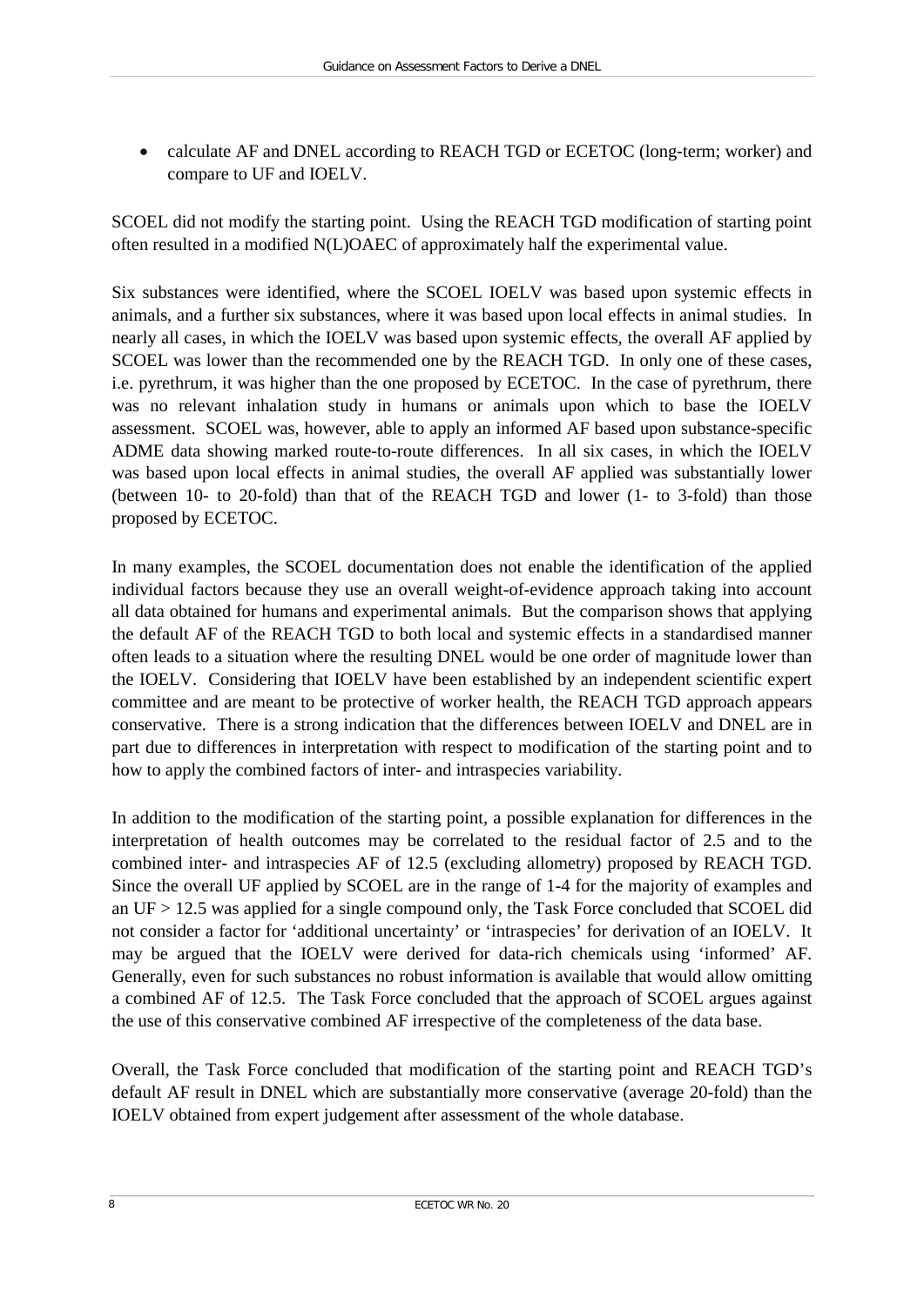- calculate AF and DNEL according to REACH TGD or ECETOC (long-term; worker) and compare to UF and IOELV.

SCOEL did not modify the starting point. Using the REACH TGD modification of starting point often resulted in a modified N(L)OAEC of approximately half the experimental value.

Six substances were identified, where the SCOEL IOELV was based upon systemic effects in animals, and a further six substances, where it was based upon local effects in animal studies. In nearly all cases, in which the IOELV was based upon systemic effects, the overall AF applied by SCOEL was lower than the recommended one by the REACH TGD. In only one of these cases, i.e. pyrethrum, it was higher than the one proposed by ECETOC. In the case of pyrethrum, there was no relevant inhalation study in humans or animals upon which to base the IOELV assessment. SCOEL was, however, able to apply an informed AF based upon substance-specific ADME data showing marked route-to-route differences. In all six cases, in which the IOELV was based upon local effects in animal studies, the overall AF applied was substantially lower (between 10- to 20-fold) than that of the REACH TGD and lower (1- to 3-fold) than those proposed by ECETOC.

In many examples, the SCOEL documentation does not enable the identification of the applied individual factors because they use an overall weight-of-evidence approach taking into account all data obtained for humans and experimental animals. But the comparison shows that applying the default AF of the REACH TGD to both local and systemic effects in a standardised manner often leads to a situation where the resulting DNEL would be one order of magnitude lower than the IOELV. Considering that IOELV have been established by an independent scientific expert committee and are meant to be protective of worker health, the REACH TGD approach appears conservative. There is a strong indication that the differences between IOELV and DNEL are in part due to differences in interpretation with respect to modification of the starting point and to how to apply the combined factors of inter- and intraspecies variability.

In addition to the modification of the starting point, a possible explanation for differences in the interpretation of health outcomes may be correlated to the residual factor of 2.5 and to the combined inter- and intraspecies AF of 12.5 (excluding allometry) proposed by REACH TGD. Since the overall UF applied by SCOEL are in the range of 1-4 for the majority of examples and an UF > 12.5 was applied for a single compound only, the Task Force concluded that SCOEL did not consider a factor for 'additional uncertainty' or 'intraspecies' for derivation of an IOELV. It may be argued that the IOELV were derived for data-rich chemicals using 'informed' AF. Generally, even for such substances no robust information is available that would allow omitting a combined AF of 12.5. The Task Force concluded that the approach of SCOEL argues against the use of this conservative combined AF irrespective of the completeness of the data base.

Overall, the Task Force concluded that modification of the starting point and REACH TGD's default AF result in DNEL which are substantially more conservative (average 20-fold) than the IOELV obtained from expert judgement after assessment of the whole database.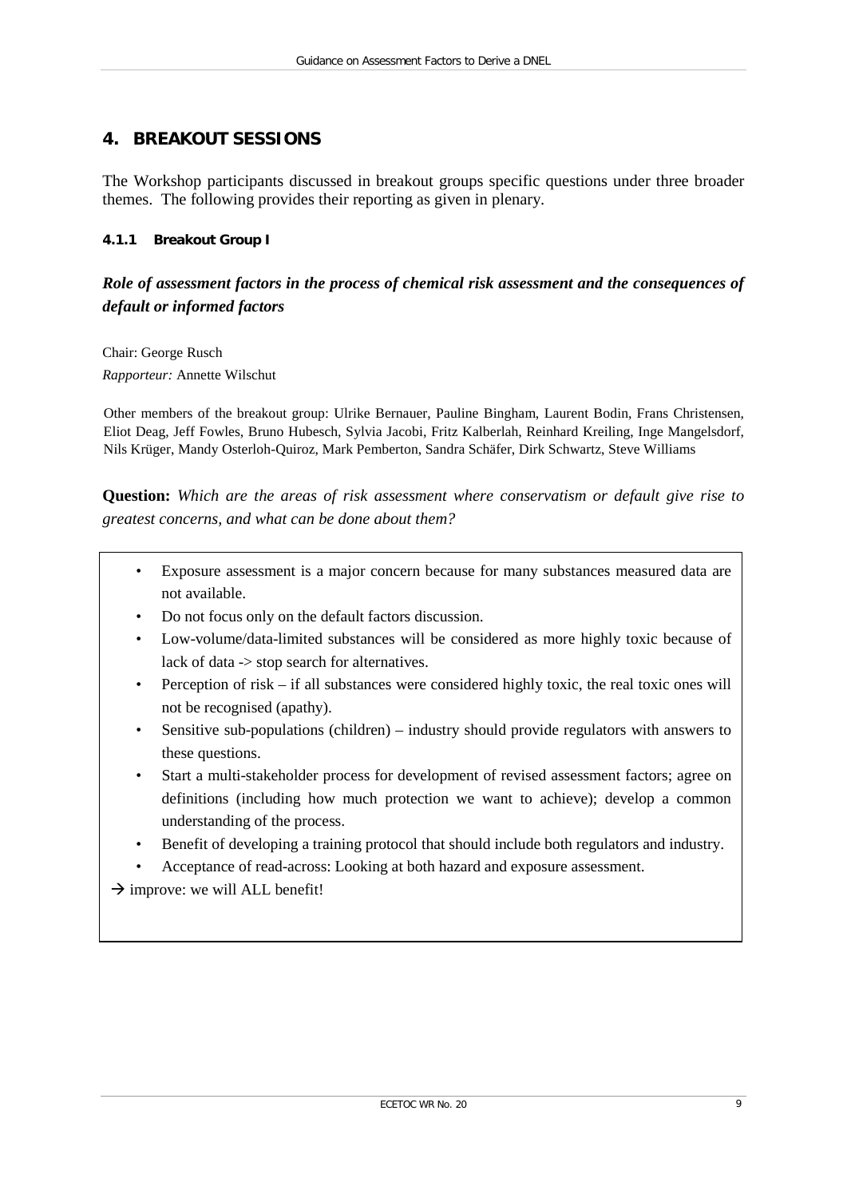# 4. BREAKOUT SESSIONS

The Workshop participants discussed in breakout groups specific questions under three broader themes. The following provides their reporting as given in plenary.

#### 4.1.1 Breakout Group I

### *Role of assessment factors in the process of chemical risk assessment and the consequences of default or informed factors*

Chair: George Rusch
*Rapporteur:* Annette Wilschut

Other members of the breakout group: Ulrike Bernauer, Pauline Bingham, Laurent Bodin, Frans Christensen, Eliot Deag, Jeff Fowles, Bruno Hubesch, Sylvia Jacobi, Fritz Kalberlah, Reinhard Kreiling, Inge Mangelsdorf, Nils Krüger, Mandy Osterloh-Quiroz, Mark Pemberton, Sandra Schäfer, Dirk Schwartz, Steve Williams

**Question:** *Which are the areas of risk assessment where conservatism or default give rise to greatest concerns, and what can be done about them?*

- Exposure assessment is a major concern because for many substances measured data are not available.
- Do not focus only on the default factors discussion.
- Low-volume/data-limited substances will be considered as more highly toxic because of lack of data -> stop search for alternatives.
- Perception of risk – if all substances were considered highly toxic, the real toxic ones will not be recognised (apathy).
- Sensitive sub-populations (children) – industry should provide regulators with answers to these questions.
- Start a multi-stakeholder process for development of revised assessment factors; agree on definitions (including how much protection we want to achieve); develop a common understanding of the process.
- Benefit of developing a training protocol that should include both regulators and industry.
- Acceptance of read-across: Looking at both hazard and exposure assessment.

→ improve: we will ALL benefit!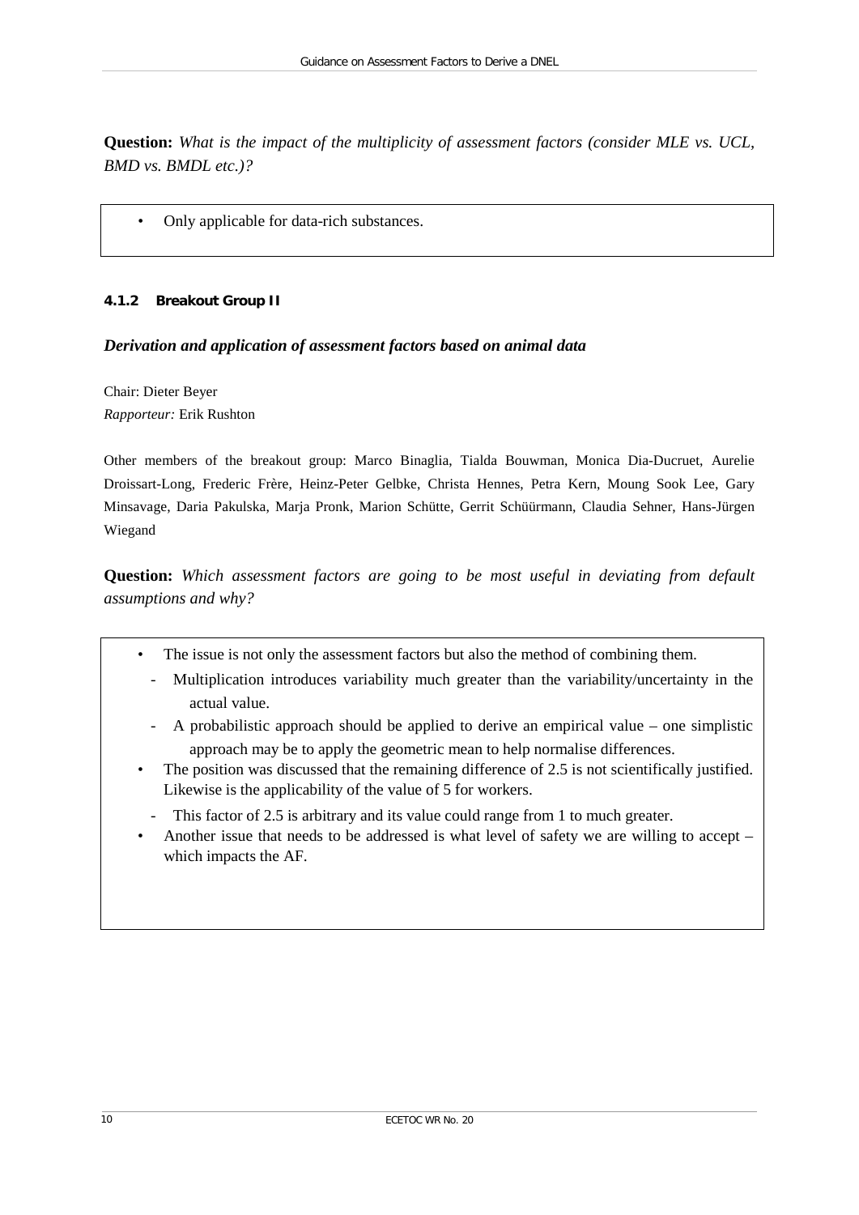**Question:** *What is the impact of the multiplicity of assessment factors (consider MLE vs. UCL, BMD vs. BMDL etc.)?*

- Only applicable for data-rich substances.

#### 4.1.2 Breakout Group II

***Derivation and application of assessment factors based on animal data***

Chair: Dieter Beyer
*Rapporteur:* Erik Rushton

Other members of the breakout group: Marco Binaglia, Tialda Bouwman, Monica Dia-Ducruet, Aurelie Droissart-Long, Frederic Frère, Heinz-Peter Gelbke, Christa Hennes, Petra Kern, Moung Sook Lee, Gary Minsavage, Daria Pakulska, Marja Pronk, Marion Schütte, Gerrit Schüürmann, Claudia Sehner, Hans-Jürgen Wiegand

**Question:** *Which assessment factors are going to be most useful in deviating from default assumptions and why?*

- The issue is not only the assessment factors but also the method of combining them.
  - Multiplication introduces variability much greater than the variability/uncertainty in the actual value.
  - A probabilistic approach should be applied to derive an empirical value – one simplistic approach may be to apply the geometric mean to help normalise differences.
- The position was discussed that the remaining difference of 2.5 is not scientifically justified. Likewise is the applicability of the value of 5 for workers.
  - This factor of 2.5 is arbitrary and its value could range from 1 to much greater.
- Another issue that needs to be addressed is what level of safety we are willing to accept – which impacts the AF.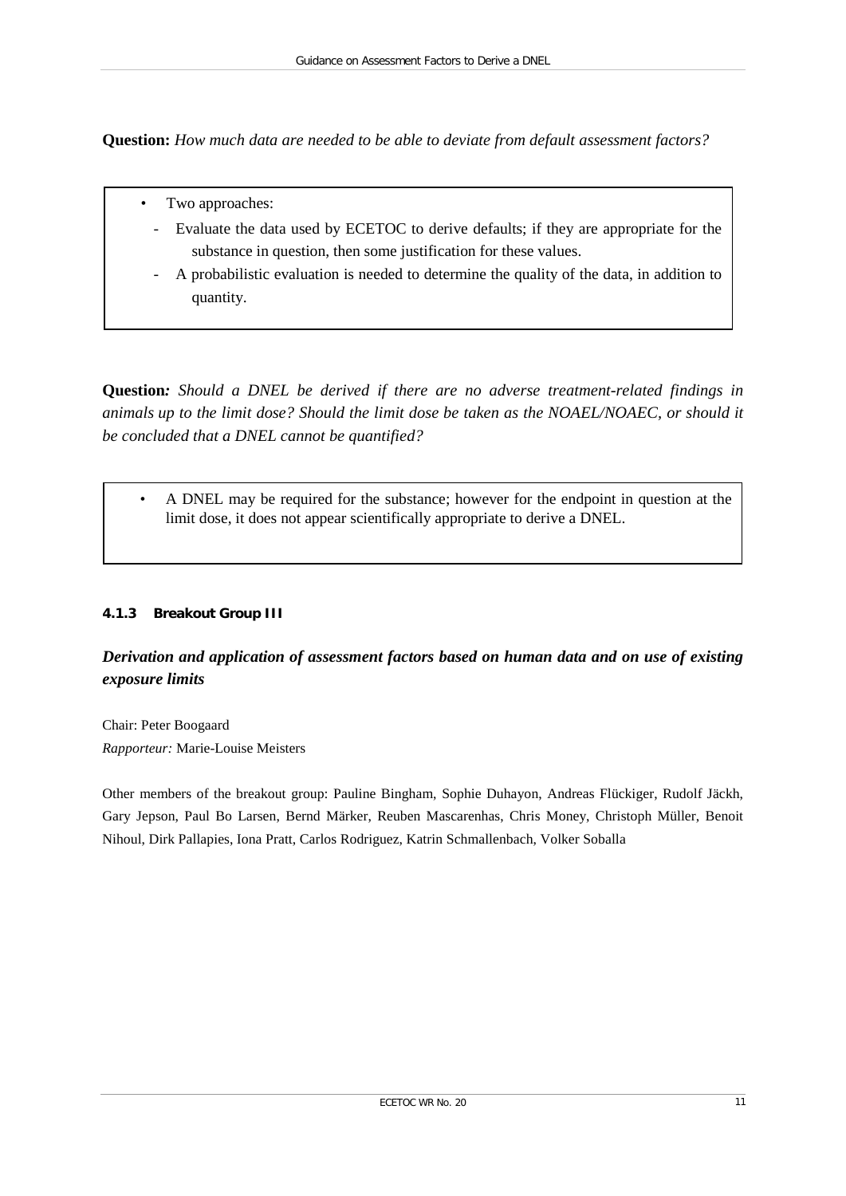**Question:** *How much data are needed to be able to deviate from default assessment factors?*

- Two approaches:
  - Evaluate the data used by ECETOC to derive defaults; if they are appropriate for the substance in question, then some justification for these values.
  - A probabilistic evaluation is needed to determine the quality of the data, in addition to quantity.

**Question***: Should a DNEL be derived if there are no adverse treatment-related findings in animals up to the limit dose? Should the limit dose be taken as the NOAEL/NOAEC, or should it be concluded that a DNEL cannot be quantified?*

- A DNEL may be required for the substance; however for the endpoint in question at the limit dose, it does not appear scientifically appropriate to derive a DNEL.

#### 4.1.3 Breakout Group III

***Derivation and application of assessment factors based on human data and on use of existing exposure limits***

Chair: Peter Boogaard
*Rapporteur:* Marie-Louise Meisters

Other members of the breakout group: Pauline Bingham, Sophie Duhayon, Andreas Flückiger, Rudolf Jäckh, Gary Jepson, Paul Bo Larsen, Bernd Märker, Reuben Mascarenhas, Chris Money, Christoph Müller, Benoit Nihoul, Dirk Pallapies, Iona Pratt, Carlos Rodriguez, Katrin Schmallenbach, Volker Soballa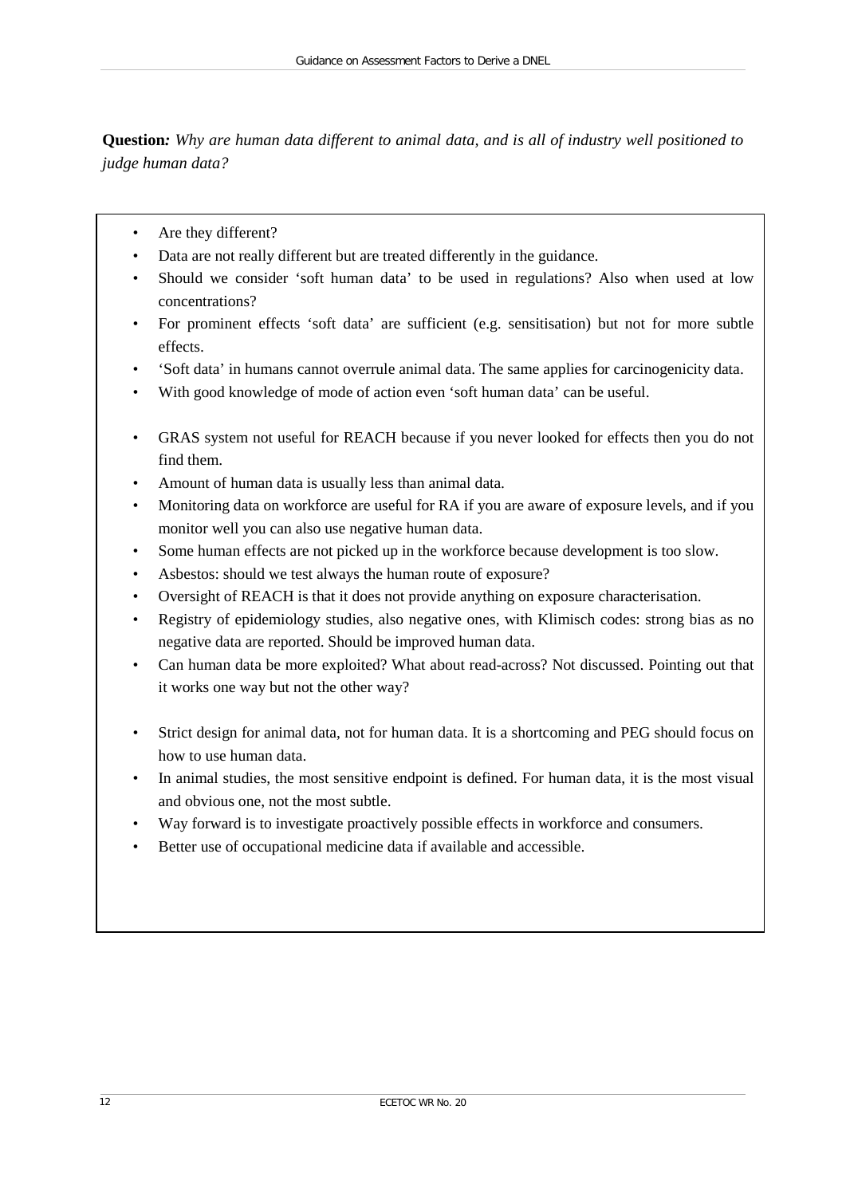**Question***: Why are human data different to animal data, and is all of industry well positioned to judge human data?*

- Are they different?
- Data are not really different but are treated differently in the guidance.
- Should we consider 'soft human data' to be used in regulations? Also when used at low concentrations?
- For prominent effects 'soft data' are sufficient (e.g. sensitisation) but not for more subtle effects.
- 'Soft data' in humans cannot overrule animal data. The same applies for carcinogenicity data.
- With good knowledge of mode of action even 'soft human data' can be useful.

- GRAS system not useful for REACH because if you never looked for effects then you do not find them.
- Amount of human data is usually less than animal data.
- Monitoring data on workforce are useful for RA if you are aware of exposure levels, and if you monitor well you can also use negative human data.
- Some human effects are not picked up in the workforce because development is too slow.
- Asbestos: should we test always the human route of exposure?
- Oversight of REACH is that it does not provide anything on exposure characterisation.
- Registry of epidemiology studies, also negative ones, with Klimisch codes: strong bias as no negative data are reported. Should be improved human data.
- Can human data be more exploited? What about read-across? Not discussed. Pointing out that it works one way but not the other way?

- Strict design for animal data, not for human data. It is a shortcoming and PEG should focus on how to use human data.
- In animal studies, the most sensitive endpoint is defined. For human data, it is the most visual and obvious one, not the most subtle.
- Way forward is to investigate proactively possible effects in workforce and consumers.
- Better use of occupational medicine data if available and accessible.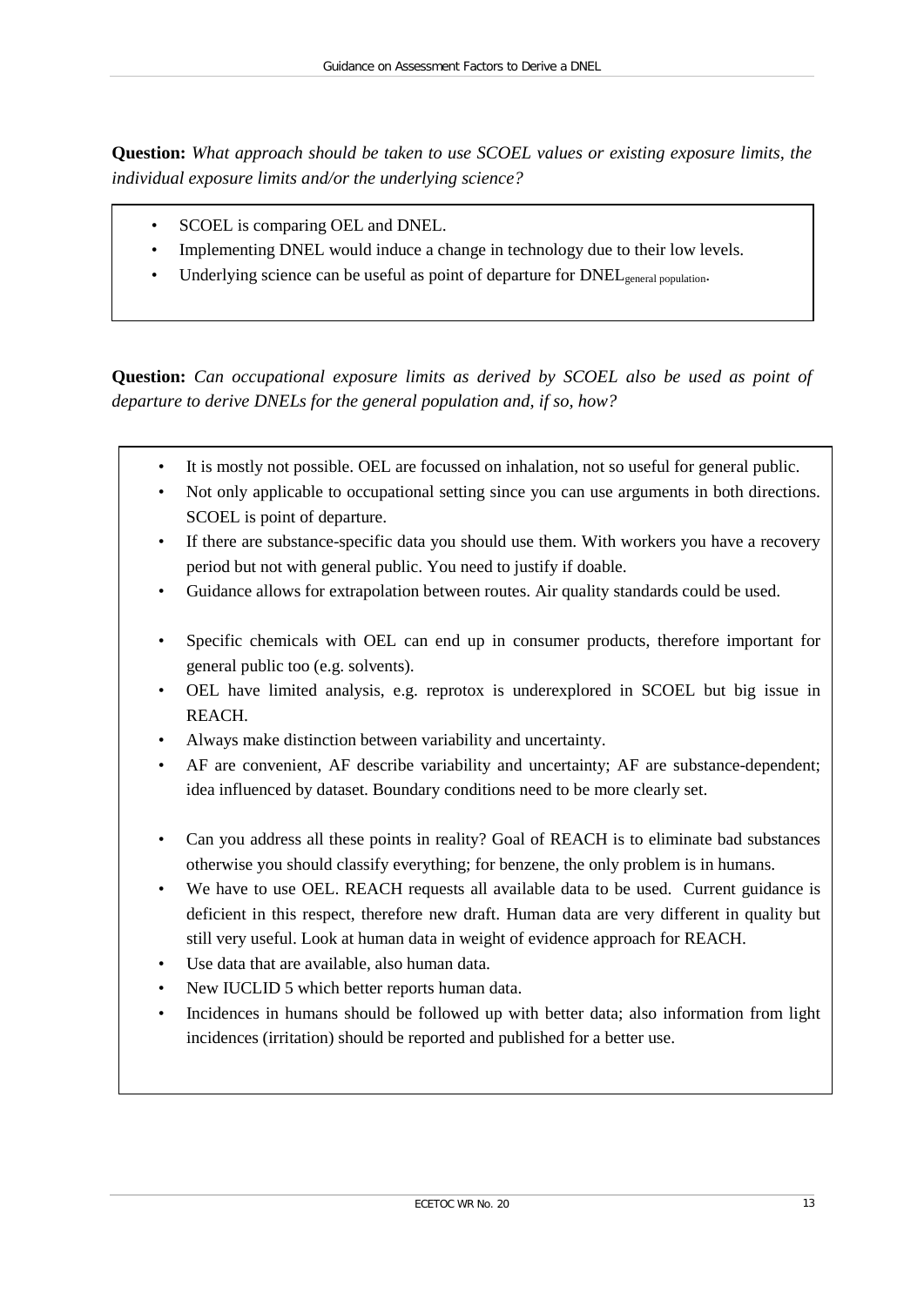**Question:** *What approach should be taken to use SCOEL values or existing exposure limits, the individual exposure limits and/or the underlying science?*

- SCOEL is comparing OEL and DNEL.
- Implementing DNEL would induce a change in technology due to their low levels.
- Underlying science can be useful as point of departure for $DNEL_{general\ population}$.

**Question:** *Can occupational exposure limits as derived by SCOEL also be used as point of departure to derive DNELs for the general population and, if so, how?*

- It is mostly not possible. OEL are focussed on inhalation, not so useful for general public.
- Not only applicable to occupational setting since you can use arguments in both directions. SCOEL is point of departure.
- If there are substance-specific data you should use them. With workers you have a recovery period but not with general public. You need to justify if doable.
- Guidance allows for extrapolation between routes. Air quality standards could be used.

- Specific chemicals with OEL can end up in consumer products, therefore important for general public too (e.g. solvents).
- OEL have limited analysis, e.g. reprotox is underexplored in SCOEL but big issue in REACH.
- Always make distinction between variability and uncertainty.
- AF are convenient, AF describe variability and uncertainty; AF are substance-dependent; idea influenced by dataset. Boundary conditions need to be more clearly set.

- Can you address all these points in reality? Goal of REACH is to eliminate bad substances otherwise you should classify everything; for benzene, the only problem is in humans.
- We have to use OEL. REACH requests all available data to be used. Current guidance is deficient in this respect, therefore new draft. Human data are very different in quality but still very useful. Look at human data in weight of evidence approach for REACH.
- Use data that are available, also human data.
- New IUCLID 5 which better reports human data.
- Incidences in humans should be followed up with better data; also information from light incidences (irritation) should be reported and published for a better use.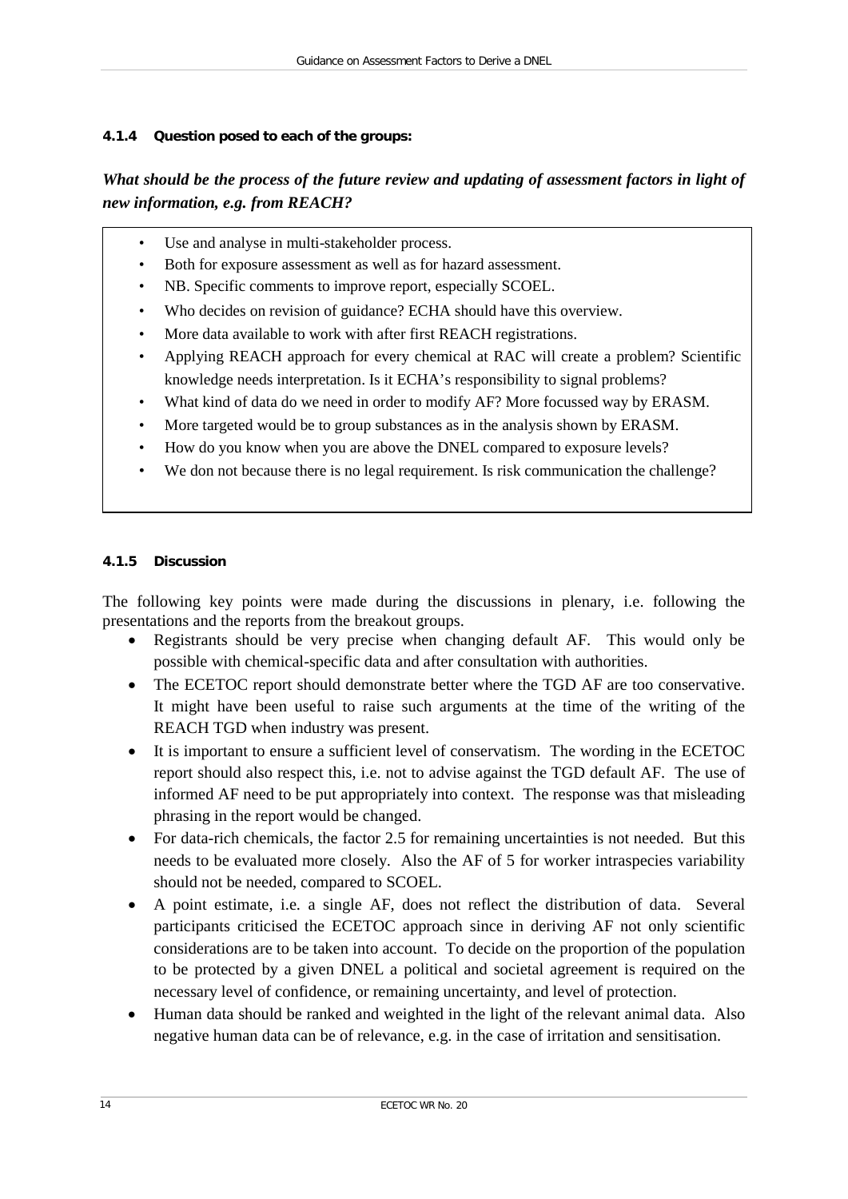#### 4.1.4 Question posed to each of the groups:

***What should be the process of the future review and updating of assessment factors in light of new information, e.g. from REACH?***

- Use and analyse in multi-stakeholder process.
- Both for exposure assessment as well as for hazard assessment.
- NB. Specific comments to improve report, especially SCOEL.
- Who decides on revision of guidance? ECHA should have this overview.
- More data available to work with after first REACH registrations.
- Applying REACH approach for every chemical at RAC will create a problem? Scientific knowledge needs interpretation. Is it ECHA's responsibility to signal problems?
- What kind of data do we need in order to modify AF? More focussed way by ERASM.
- More targeted would be to group substances as in the analysis shown by ERASM.
- How do you know when you are above the DNEL compared to exposure levels?
- We don not because there is no legal requirement. Is risk communication the challenge?

#### 4.1.5 Discussion

The following key points were made during the discussions in plenary, i.e. following the presentations and the reports from the breakout groups.

- Registrants should be very precise when changing default AF. This would only be possible with chemical-specific data and after consultation with authorities.
- The ECETOC report should demonstrate better where the TGD AF are too conservative. It might have been useful to raise such arguments at the time of the writing of the REACH TGD when industry was present.
- It is important to ensure a sufficient level of conservatism. The wording in the ECETOC report should also respect this, i.e. not to advise against the TGD default AF. The use of informed AF need to be put appropriately into context. The response was that misleading phrasing in the report would be changed.
- For data-rich chemicals, the factor 2.5 for remaining uncertainties is not needed. But this needs to be evaluated more closely. Also the AF of 5 for worker intraspecies variability should not be needed, compared to SCOEL.
- A point estimate, i.e. a single AF, does not reflect the distribution of data. Several participants criticised the ECETOC approach since in deriving AF not only scientific considerations are to be taken into account. To decide on the proportion of the population to be protected by a given DNEL a political and societal agreement is required on the necessary level of confidence, or remaining uncertainty, and level of protection.
- Human data should be ranked and weighted in the light of the relevant animal data. Also negative human data can be of relevance, e.g. in the case of irritation and sensitisation.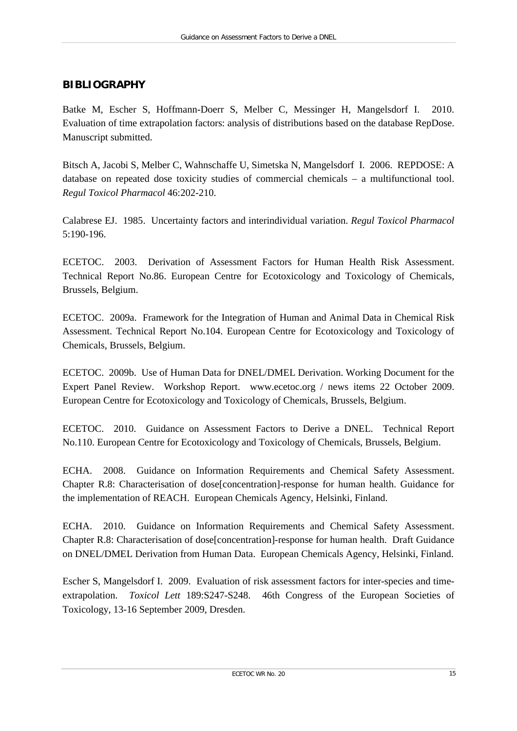## BIBLIOGRAPHY

Batke M, Escher S, Hoffmann-Doerr S, Melber C, Messinger H, Mangelsdorf I. 2010. Evaluation of time extrapolation factors: analysis of distributions based on the database RepDose. Manuscript submitted.

Bitsch A, Jacobi S, Melber C, Wahnschaffe U, Simetska N, Mangelsdorf I. 2006. REPDOSE: A database on repeated dose toxicity studies of commercial chemicals – a multifunctional tool. *Regul Toxicol Pharmacol* 46:202-210.

Calabrese EJ. 1985. Uncertainty factors and interindividual variation. *Regul Toxicol Pharmacol* 5:190-196.

ECETOC. 2003. Derivation of Assessment Factors for Human Health Risk Assessment. Technical Report No.86. European Centre for Ecotoxicology and Toxicology of Chemicals, Brussels, Belgium.

ECETOC. 2009a. Framework for the Integration of Human and Animal Data in Chemical Risk Assessment. Technical Report No.104. European Centre for Ecotoxicology and Toxicology of Chemicals, Brussels, Belgium.

ECETOC. 2009b. Use of Human Data for DNEL/DMEL Derivation. Working Document for the Expert Panel Review. Workshop Report. www.ecetoc.org / news items 22 October 2009. European Centre for Ecotoxicology and Toxicology of Chemicals, Brussels, Belgium.

ECETOC. 2010. Guidance on Assessment Factors to Derive a DNEL. Technical Report No.110. European Centre for Ecotoxicology and Toxicology of Chemicals, Brussels, Belgium.

ECHA. 2008. Guidance on Information Requirements and Chemical Safety Assessment. Chapter R.8: Characterisation of dose[concentration]-response for human health. Guidance for the implementation of REACH. European Chemicals Agency, Helsinki, Finland.

ECHA. 2010. Guidance on Information Requirements and Chemical Safety Assessment. Chapter R.8: Characterisation of dose[concentration]-response for human health. Draft Guidance on DNEL/DMEL Derivation from Human Data. European Chemicals Agency, Helsinki, Finland.

Escher S, Mangelsdorf I. 2009. Evaluation of risk assessment factors for inter-species and time-extrapolation. *Toxicol Lett* 189:S247-S248. 46th Congress of the European Societies of Toxicology, 13-16 September 2009, Dresden.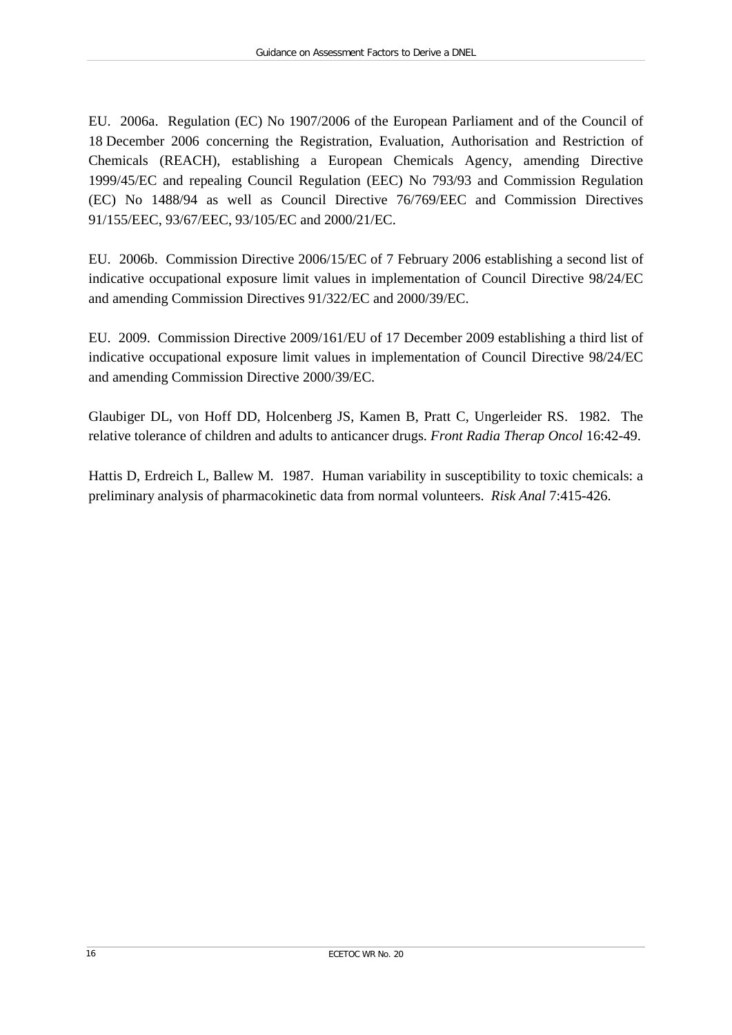EU. 2006a. Regulation (EC) No 1907/2006 of the European Parliament and of the Council of 18 December 2006 concerning the Registration, Evaluation, Authorisation and Restriction of Chemicals (REACH), establishing a European Chemicals Agency, amending Directive 1999/45/EC and repealing Council Regulation (EEC) No 793/93 and Commission Regulation (EC) No 1488/94 as well as Council Directive 76/769/EEC and Commission Directives 91/155/EEC, 93/67/EEC, 93/105/EC and 2000/21/EC.

EU. 2006b. Commission Directive 2006/15/EC of 7 February 2006 establishing a second list of indicative occupational exposure limit values in implementation of Council Directive 98/24/EC and amending Commission Directives 91/322/EC and 2000/39/EC.

EU. 2009. Commission Directive 2009/161/EU of 17 December 2009 establishing a third list of indicative occupational exposure limit values in implementation of Council Directive 98/24/EC and amending Commission Directive 2000/39/EC.

Glaubiger DL, von Hoff DD, Holcenberg JS, Kamen B, Pratt C, Ungerleider RS. 1982. The relative tolerance of children and adults to anticancer drugs. *Front Radia Therap Oncol* 16:42-49.

Hattis D, Erdreich L, Ballew M. 1987. Human variability in susceptibility to toxic chemicals: a preliminary analysis of pharmacokinetic data from normal volunteers. *Risk Anal* 7:415-426.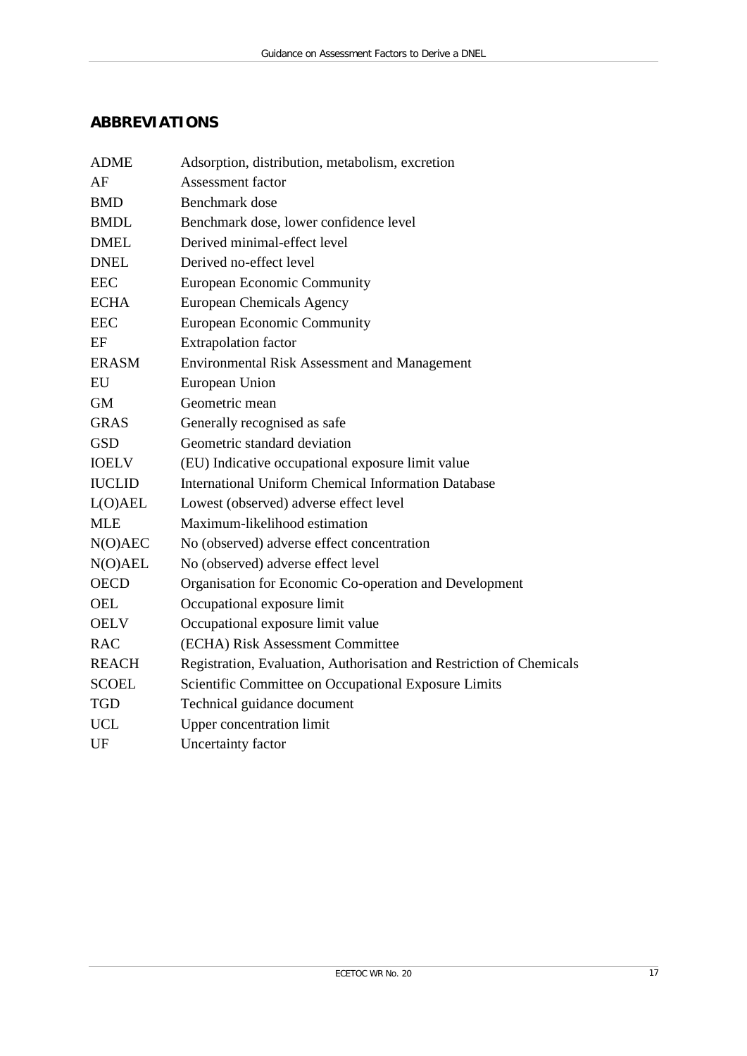## ABBREVIATIONS

| | |
|---|---|
| ADME | Adsorption, distribution, metabolism, excretion |
| AF | Assessment factor |
| BMD | Benchmark dose |
| BMDL | Benchmark dose, lower confidence level |
| DMEL | Derived minimal-effect level |
| DNEL | Derived no-effect level |
| EEC | European Economic Community |
| ECHA | European Chemicals Agency |
| EEC | European Economic Community |
| EF | Extrapolation factor |
| ERASM | Environmental Risk Assessment and Management |
| EU | European Union |
| GM | Geometric mean |
| GRAS | Generally recognised as safe |
| GSD | Geometric standard deviation |
| IOELV | (EU) Indicative occupational exposure limit value |
| IUCLID | International Uniform Chemical Information Database |
| L(O)AEL | Lowest (observed) adverse effect level |
| MLE | Maximum-likelihood estimation |
| N(O)AEC | No (observed) adverse effect concentration |
| N(O)AEL | No (observed) adverse effect level |
| OECD | Organisation for Economic Co-operation and Development |
| OEL | Occupational exposure limit |
| OELV | Occupational exposure limit value |
| RAC | (ECHA) Risk Assessment Committee |
| REACH | Registration, Evaluation, Authorisation and Restriction of Chemicals |
| SCOEL | Scientific Committee on Occupational Exposure Limits |
| TGD | Technical guidance document |
| UCL | Upper concentration limit |
| UF | Uncertainty factor |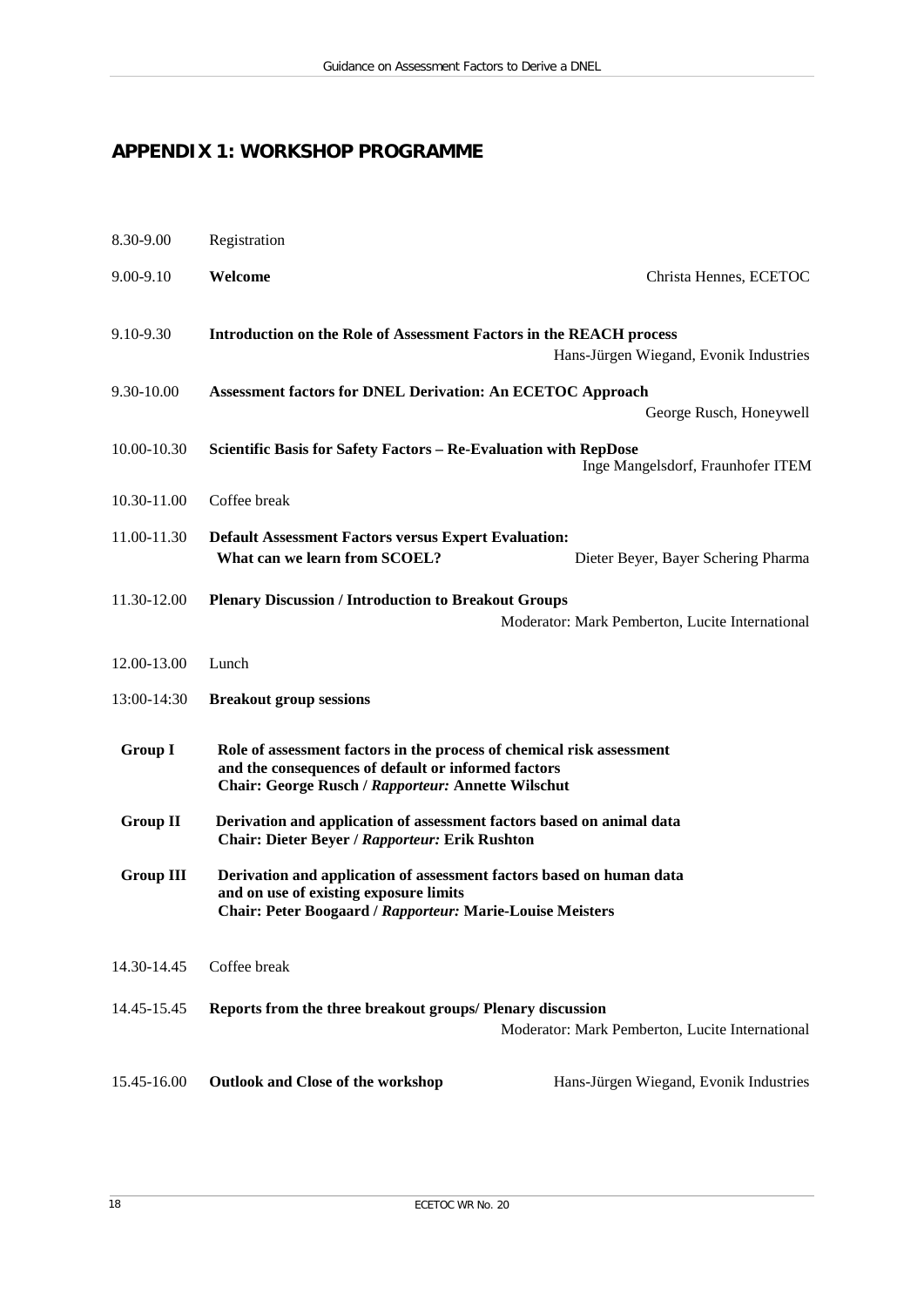## APPENDIX 1: WORKSHOP PROGRAMME

8.30-9.00 Registration

9.00-9.10 **Welcome** — Christa Hennes, ECETOC

9.10-9.30 **Introduction on the Role of Assessment Factors in the REACH process**
Hans-Jürgen Wiegand, Evonik Industries

9.30-10.00 **Assessment factors for DNEL Derivation: An ECETOC Approach**
George Rusch, Honeywell

10.00-10.30 **Scientific Basis for Safety Factors – Re-Evaluation with RepDose**
Inge Mangelsdorf, Fraunhofer ITEM

10.30-11.00 Coffee break

11.00-11.30 **Default Assessment Factors versus Expert Evaluation: What can we learn from SCOEL?**
Dieter Beyer, Bayer Schering Pharma

11.30-12.00 **Plenary Discussion / Introduction to Breakout Groups**
Moderator: Mark Pemberton, Lucite International

12.00-13.00 Lunch

13:00-14:30 **Breakout group sessions**

**Group I** **Role of assessment factors in the process of chemical risk assessment and the consequences of default or informed factors**
**Chair: George Rusch / *Rapporteur:* Annette Wilschut**

**Group II** **Derivation and application of assessment factors based on animal data**
**Chair: Dieter Beyer / *Rapporteur:* Erik Rushton**

**Group III** **Derivation and application of assessment factors based on human data and on use of existing exposure limits**
**Chair: Peter Boogaard / *Rapporteur:* Marie-Louise Meisters**

14.30-14.45 Coffee break

14.45-15.45 **Reports from the three breakout groups/ Plenary discussion**
Moderator: Mark Pemberton, Lucite International

15.45-16.00 **Outlook and Close of the workshop** — Hans-Jürgen Wiegand, Evonik Industries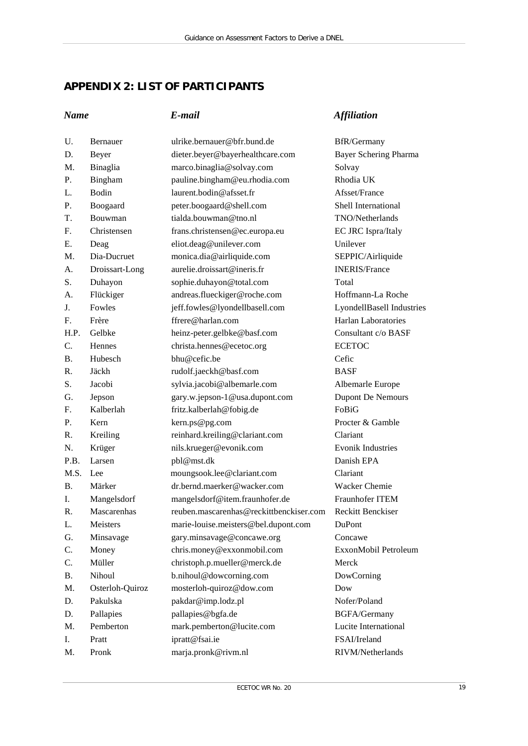## APPENDIX 2: LIST OF PARTICIPANTS

| *Name* | | *E-mail* | *Affiliation* |
|---|---|---|---|
| U. | Bernauer | ulrike.bernauer@bfr.bund.de | BfR/Germany |
| D. | Beyer | dieter.beyer@bayerhealthcare.com | Bayer Schering Pharma |
| M. | Binaglia | marco.binaglia@solvay.com | Solvay |
| P. | Bingham | pauline.bingham@eu.rhodia.com | Rhodia UK |
| L. | Bodin | laurent.bodin@afsset.fr | Afsset/France |
| P. | Boogaard | peter.boogaard@shell.com | Shell International |
| T. | Bouwman | tialda.bouwman@tno.nl | TNO/Netherlands |
| F. | Christensen | frans.christensen@ec.europa.eu | EC JRC Ispra/Italy |
| E. | Deag | eliot.deag@unilever.com | Unilever |
| M. | Dia-Ducruet | monica.dia@airliquide.com | SEPPIC/Airliquide |
| A. | Droissart-Long | aurelie.droissart@ineris.fr | INERIS/France |
| S. | Duhayon | sophie.duhayon@total.com | Total |
| A. | Flückiger | andreas.flueckiger@roche.com | Hoffmann-La Roche |
| J. | Fowles | jeff.fowles@lyondellbasell.com | LyondellBasell Industries |
| F. | Frère | ffrere@harlan.com | Harlan Laboratories |
| H.P. | Gelbke | heinz-peter.gelbke@basf.com | Consultant c/o BASF |
| C. | Hennes | christa.hennes@ecetoc.org | ECETOC |
| B. | Hubesch | bhu@cefic.be | Cefic |
| R. | Jäckh | rudolf.jaeckh@basf.com | BASF |
| S. | Jacobi | sylvia.jacobi@albemarle.com | Albemarle Europe |
| G. | Jepson | gary.w.jepson-1@usa.dupont.com | Dupont De Nemours |
| F. | Kalberlah | fritz.kalberlah@fobig.de | FoBiG |
| P. | Kern | kern.ps@pg.com | Procter & Gamble |
| R. | Kreiling | reinhard.kreiling@clariant.com | Clariant |
| N. | Krüger | nils.krueger@evonik.com | Evonik Industries |
| P.B. | Larsen | pbl@mst.dk | Danish EPA |
| M.S. | Lee | moungsook.lee@clariant.com | Clariant |
| B. | Märker | dr.bernd.maerker@wacker.com | Wacker Chemie |
| I. | Mangelsdorf | mangelsdorf@item.fraunhofer.de | Fraunhofer ITEM |
| R. | Mascarenhas | reuben.mascarenhas@reckittbenckiser.com | Reckitt Benckiser |
| L. | Meisters | marie-louise.meisters@bel.dupont.com | DuPont |
| G. | Minsavage | gary.minsavage@concawe.org | Concawe |
| C. | Money | chris.money@exxonmobil.com | ExxonMobil Petroleum |
| C. | Müller | christoph.p.mueller@merck.de | Merck |
| B. | Nihoul | b.nihoul@dowcorning.com | DowCorning |
| M. | Osterloh-Quiroz | mosterloh-quiroz@dow.com | Dow |
| D. | Pakulska | pakdar@imp.lodz.pl | Nofer/Poland |
| D. | Pallapies | pallapies@bgfa.de | BGFA/Germany |
| M. | Pemberton | mark.pemberton@lucite.com | Lucite International |
| I. | Pratt | ipratt@fsai.ie | FSAI/Ireland |
| M. | Pronk | marja.pronk@rivm.nl | RIVM/Netherlands |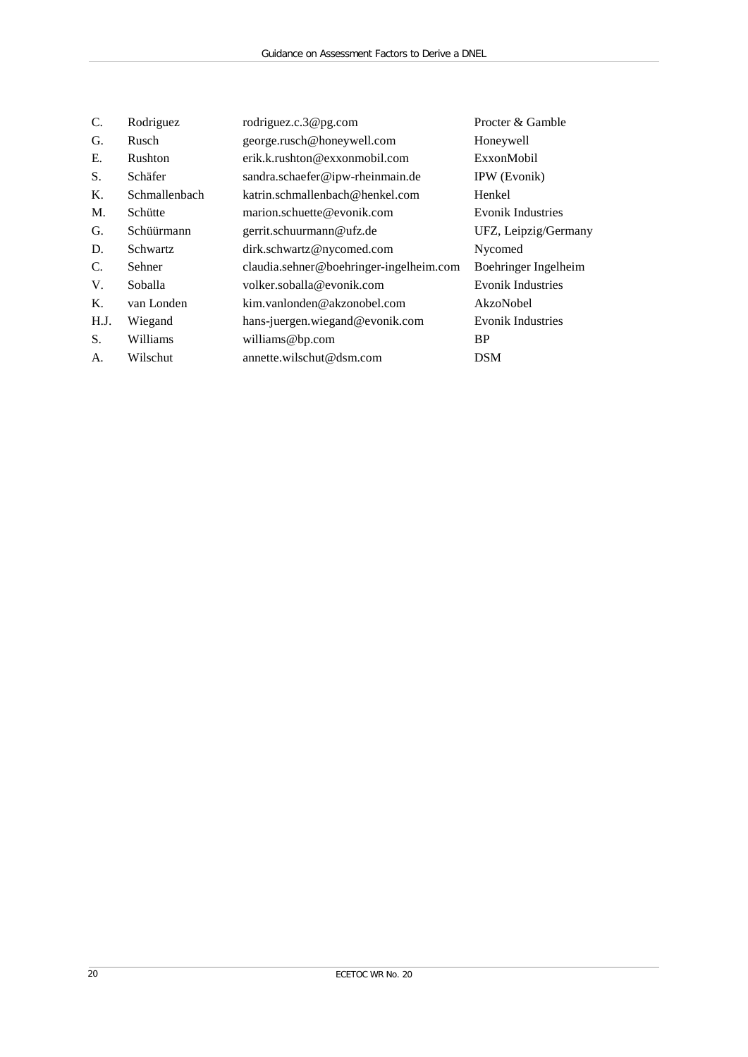| | | | |
|---|---|---|---|
| C. | Rodriguez | rodriguez.c.3@pg.com | Procter & Gamble |
| G. | Rusch | george.rusch@honeywell.com | Honeywell |
| E. | Rushton | erik.k.rushton@exxonmobil.com | ExxonMobil |
| S. | Schäfer | sandra.schaefer@ipw-rheinmain.de | IPW (Evonik) |
| K. | Schmallenbach | katrin.schmallenbach@henkel.com | Henkel |
| M. | Schütte | marion.schuette@evonik.com | Evonik Industries |
| G. | Schüürmann | gerrit.schuurmann@ufz.de | UFZ, Leipzig/Germany |
| D. | Schwartz | dirk.schwartz@nycomed.com | Nycomed |
| C. | Sehner | claudia.sehner@boehringer-ingelheim.com | Boehringer Ingelheim |
| V. | Soballa | volker.soballa@evonik.com | Evonik Industries |
| K. | van Londen | kim.vanlonden@akzonobel.com | AkzoNobel |
| H.J. | Wiegand | hans-juergen.wiegand@evonik.com | Evonik Industries |
| S. | Williams | williams@bp.com | BP |
| A. | Wilschut | annette.wilschut@dsm.com | DSM |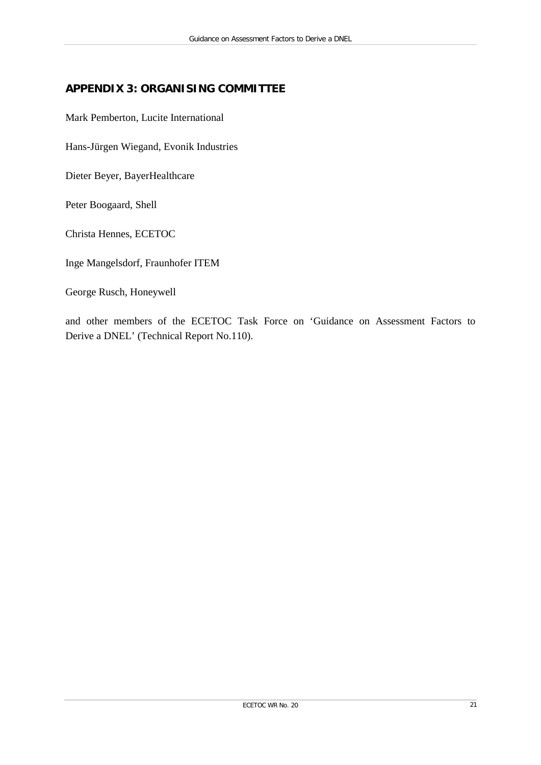## APPENDIX 3: ORGANISING COMMITTEE

Mark Pemberton, Lucite International

Hans-Jürgen Wiegand, Evonik Industries

Dieter Beyer, BayerHealthcare

Peter Boogaard, Shell

Christa Hennes, ECETOC

Inge Mangelsdorf, Fraunhofer ITEM

George Rusch, Honeywell

and other members of the ECETOC Task Force on 'Guidance on Assessment Factors to Derive a DNEL' (Technical Report No.110).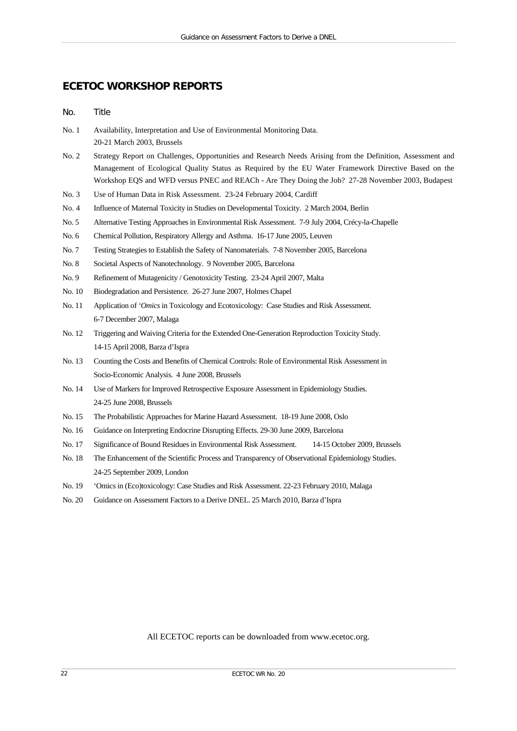## ECETOC WORKSHOP REPORTS

| No. | Title |
|---|---|
| No. 1 | Availability, Interpretation and Use of Environmental Monitoring Data. 20-21 March 2003, Brussels |
| No. 2 | Strategy Report on Challenges, Opportunities and Research Needs Arising from the Definition, Assessment and Management of Ecological Quality Status as Required by the EU Water Framework Directive Based on the Workshop EQS and WFD versus PNEC and REACh - Are They Doing the Job? 27-28 November 2003, Budapest |
| No. 3 | Use of Human Data in Risk Assessment. 23-24 February 2004, Cardiff |
| No. 4 | Influence of Maternal Toxicity in Studies on Developmental Toxicity. 2 March 2004, Berlin |
| No. 5 | Alternative Testing Approaches in Environmental Risk Assessment. 7-9 July 2004, Crécy-la-Chapelle |
| No. 6 | Chemical Pollution, Respiratory Allergy and Asthma. 16-17 June 2005, Leuven |
| No. 7 | Testing Strategies to Establish the Safety of Nanomaterials. 7-8 November 2005, Barcelona |
| No. 8 | Societal Aspects of Nanotechnology. 9 November 2005, Barcelona |
| No. 9 | Refinement of Mutagenicity / Genotoxicity Testing. 23-24 April 2007, Malta |
| No. 10 | Biodegradation and Persistence. 26-27 June 2007, Holmes Chapel |
| No. 11 | Application of '*Omics* in Toxicology and Ecotoxicology: Case Studies and Risk Assessment. 6-7 December 2007, Malaga |
| No. 12 | Triggering and Waiving Criteria for the Extended One-Generation Reproduction Toxicity Study. 14-15 April 2008, Barza d'Ispra |
| No. 13 | Counting the Costs and Benefits of Chemical Controls: Role of Environmental Risk Assessment in Socio-Economic Analysis. 4 June 2008, Brussels |
| No. 14 | Use of Markers for Improved Retrospective Exposure Assessment in Epidemiology Studies. 24-25 June 2008, Brussels |
| No. 15 | The Probabilistic Approaches for Marine Hazard Assessment. 18-19 June 2008, Oslo |
| No. 16 | Guidance on Interpreting Endocrine Disrupting Effects. 29-30 June 2009, Barcelona |
| No. 17 | Significance of Bound Residues in Environmental Risk Assessment. 14-15 October 2009, Brussels |
| No. 18 | The Enhancement of the Scientific Process and Transparency of Observational Epidemiology Studies. 24-25 September 2009, London |
| No. 19 | 'Omics in (Eco)toxicology: Case Studies and Risk Assessment. 22-23 February 2010, Malaga |
| No. 20 | Guidance on Assessment Factors to a Derive DNEL. 25 March 2010, Barza d'Ispra |

All ECETOC reports can be downloaded from www.ecetoc.org.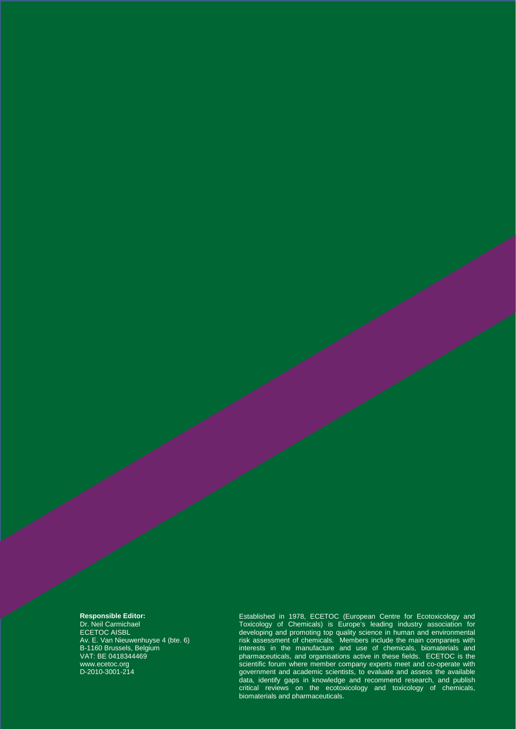**Responsible Editor:**
Dr. Neil Carmichael
ECETOC AISBL
Av. E. Van Nieuwenhuyse 4 (bte. 6)
B-1160 Brussels, Belgium
VAT: BE 0418344469
www.ecetoc.org
D-2010-3001-214

Established in 1978, ECETOC (European Centre for Ecotoxicology and Toxicology of Chemicals) is Europe's leading industry association for developing and promoting top quality science in human and environmental risk assessment of chemicals. Members include the main companies with interests in the manufacture and use of chemicals, biomaterials and pharmaceuticals, and organisations active in these fields. ECETOC is the scientific forum where member company experts meet and co-operate with government and academic scientists, to evaluate and assess the available data, identify gaps in knowledge and recommend research, and publish critical reviews on the ecotoxicology and toxicology of chemicals, biomaterials and pharmaceuticals.